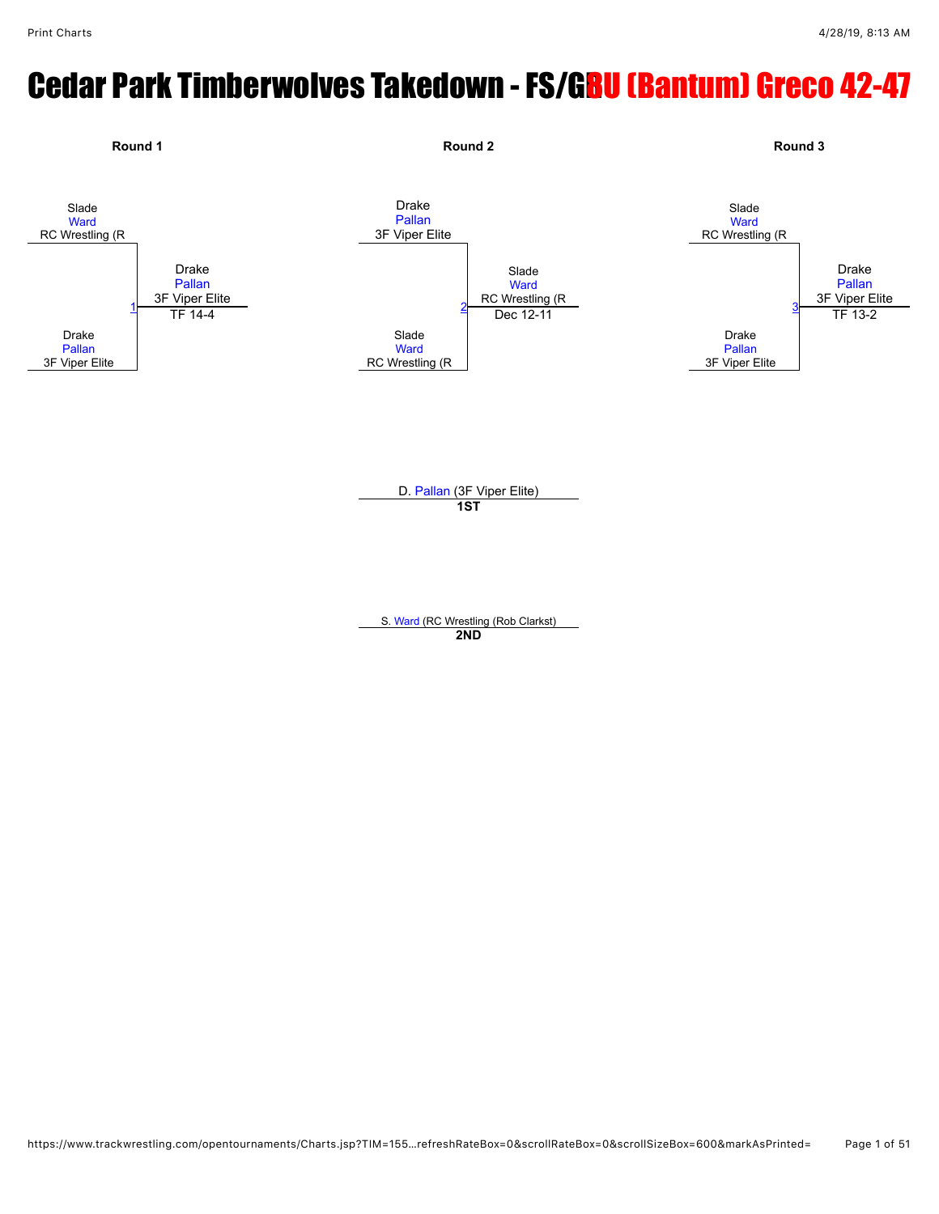# Cedar Park Timberwolves Takedown - FS/GBU (Bantum) Greco 42-47

## Round 1

Slade Ward, RC Wrestling (R

vs.

Drake Pallan, 3F Viper Elite

Match 1 — Winner: Drake Pallan, 3F Viper Elite — TF 14-4

## Round 2

Drake Pallan, 3F Viper Elite

vs.

Slade Ward, RC Wrestling (R

Match 2 — Winner: Slade Ward, RC Wrestling (R — Dec 12-11

## Round 3

Slade Ward, RC Wrestling (R

vs.

Drake Pallan, 3F Viper Elite

Match 3 — Winner: Drake Pallan, 3F Viper Elite — TF 13-2

---

D. Pallan (3F Viper Elite)
**1ST**

S. Ward (RC Wrestling (Rob Clarkst)
**2ND**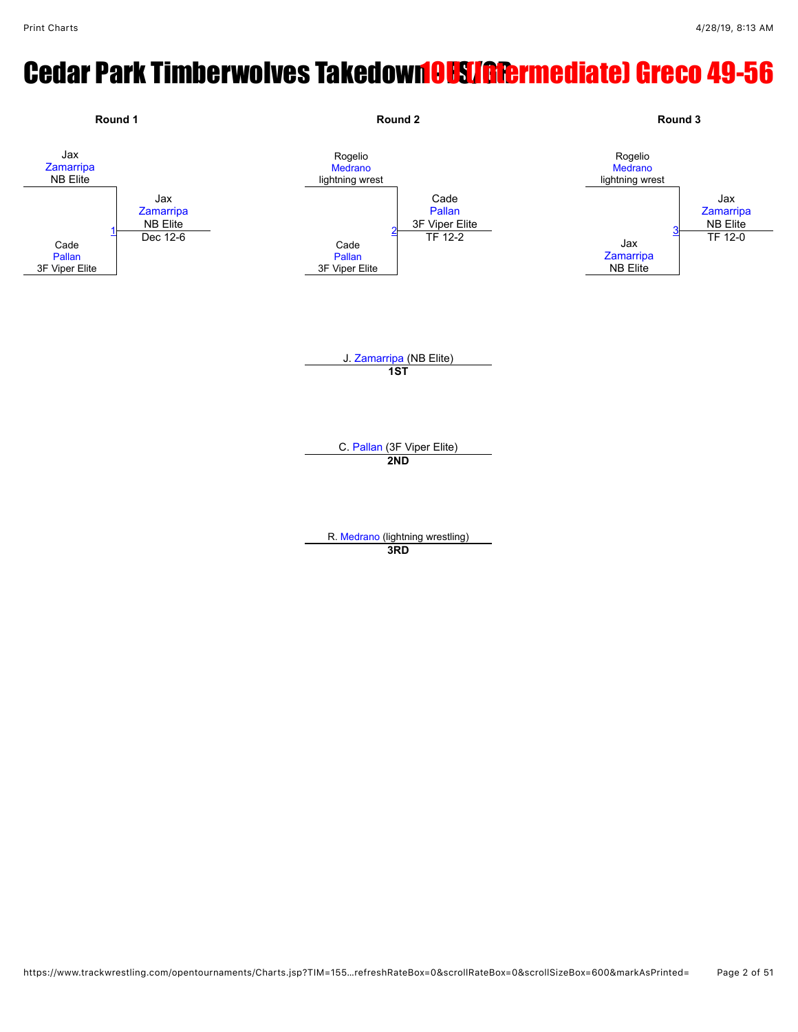# Cedar Park Timberwolves Takedown 10U (Intermediate) Greco 49-56

**Round 1**

Jax Zamarripa (NB Elite)
vs.
Cade Pallan (3F Viper Elite)

Match 1 — Winner: Jax Zamarripa (NB Elite) — Dec 12-6

**Round 2**

Rogelio Medrano (lightning wrest)
vs.
Cade Pallan (3F Viper Elite)

Match 2 — Winner: Cade Pallan (3F Viper Elite) — TF 12-2

**Round 3**

Rogelio Medrano (lightning wrest)
vs.
Jax Zamarripa (NB Elite)

Match 3 — Winner: Jax Zamarripa (NB Elite) — TF 12-0

J. Zamarripa (NB Elite)
**1ST**

C. Pallan (3F Viper Elite)
**2ND**

R. Medrano (lightning wrestling)
**3RD**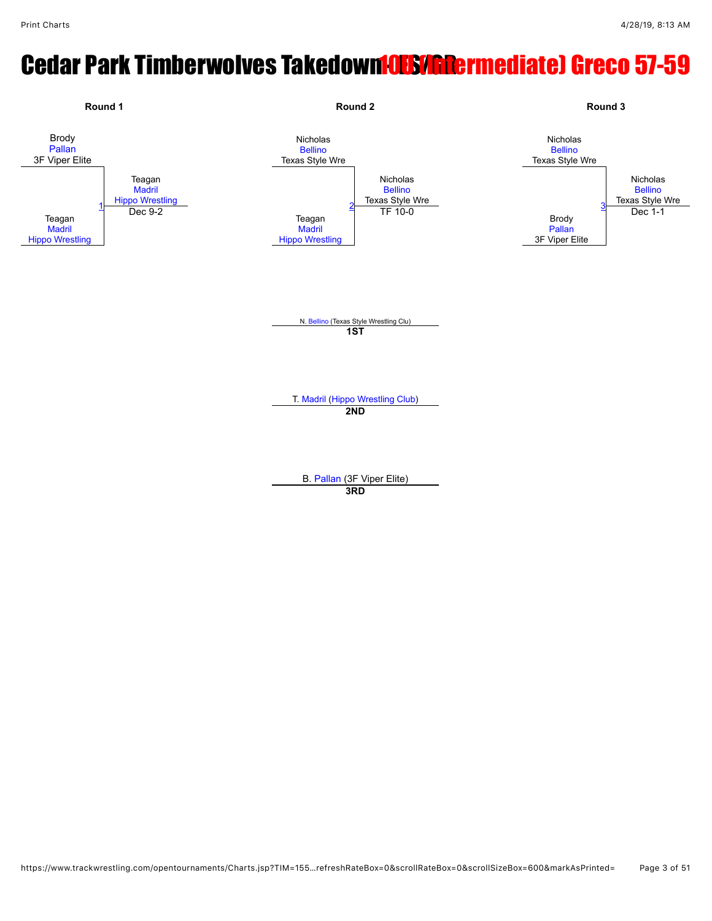# Cedar Park Timberwolves Takedown 10U (Intermediate) Greco 57-59

## Round 1

Brody Pallan
3F Viper Elite

Teagan Madril
Hippo Wrestling

1

Teagan Madril
Hippo Wrestling
Dec 9-2

## Round 2

Nicholas Bellino
Texas Style Wre

Teagan Madril
Hippo Wrestling

2

Nicholas Bellino
Texas Style Wre
TF 10-0

## Round 3

Nicholas Bellino
Texas Style Wre

Brody Pallan
3F Viper Elite

3

Nicholas Bellino
Texas Style Wre
Dec 1-1

---

N. Bellino (Texas Style Wrestling Clu)
**1ST**

T. Madril (Hippo Wrestling Club)
**2ND**

B. Pallan (3F Viper Elite)
**3RD**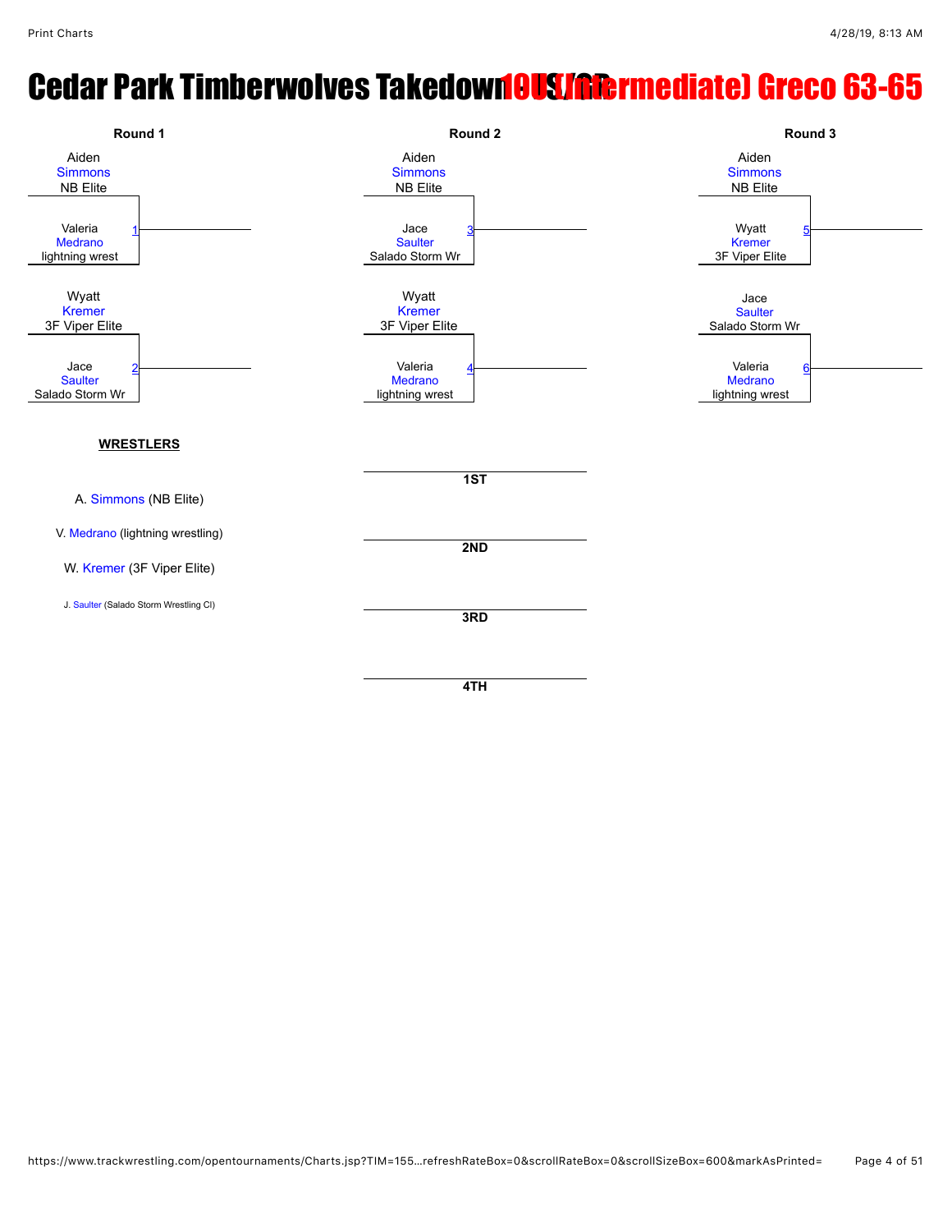# Cedar Park Timberwolves Takedown 10U (Intermediate) Greco 63-65

## Round 1

Aiden Simmons NB Elite
vs.
Valeria Medrano lightning wrest — 1

Wyatt Kremer 3F Viper Elite
vs.
Jace Saulter Salado Storm Wr — 2

## Round 2

Aiden Simmons NB Elite
vs.
Jace Saulter Salado Storm Wr — 3

Wyatt Kremer 3F Viper Elite
vs.
Valeria Medrano lightning wrest — 4

## Round 3

Aiden Simmons NB Elite
vs.
Wyatt Kremer 3F Viper Elite — 5

Jace Saulter Salado Storm Wr
vs.
Valeria Medrano lightning wrest — 6

**WRESTLERS**

A. Simmons (NB Elite)

V. Medrano (lightning wrestling)

W. Kremer (3F Viper Elite)

J. Saulter (Salado Storm Wrestling Cl)

**1ST**

**2ND**

**3RD**

**4TH**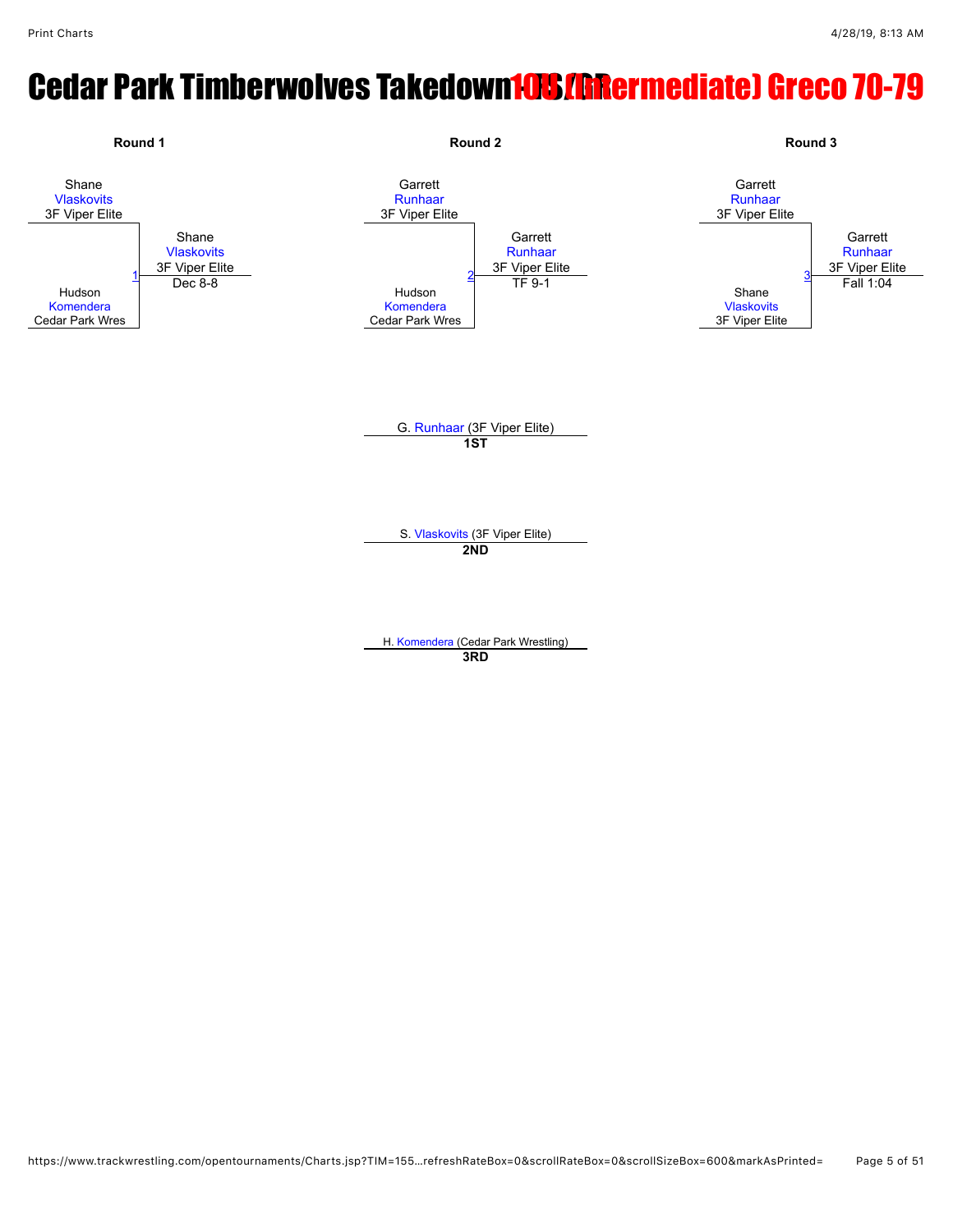# Cedar Park Timberwolves Takedown 10U (Intermediate) Greco 70-79

### Round 1

Shane Vlaskovits, 3F Viper Elite
vs.
Hudson Komendera, Cedar Park Wres

Match 1 — Winner: Shane Vlaskovits, 3F Viper Elite — Dec 8-8

### Round 2

Garrett Runhaar, 3F Viper Elite
vs.
Hudson Komendera, Cedar Park Wres

Match 2 — Winner: Garrett Runhaar, 3F Viper Elite — TF 9-1

### Round 3

Garrett Runhaar, 3F Viper Elite
vs.
Shane Vlaskovits, 3F Viper Elite

Match 3 — Winner: Garrett Runhaar, 3F Viper Elite — Fall 1:04

### Placements

G. Runhaar (3F Viper Elite)
**1ST**

S. Vlaskovits (3F Viper Elite)
**2ND**

H. Komendera (Cedar Park Wrestling)
**3RD**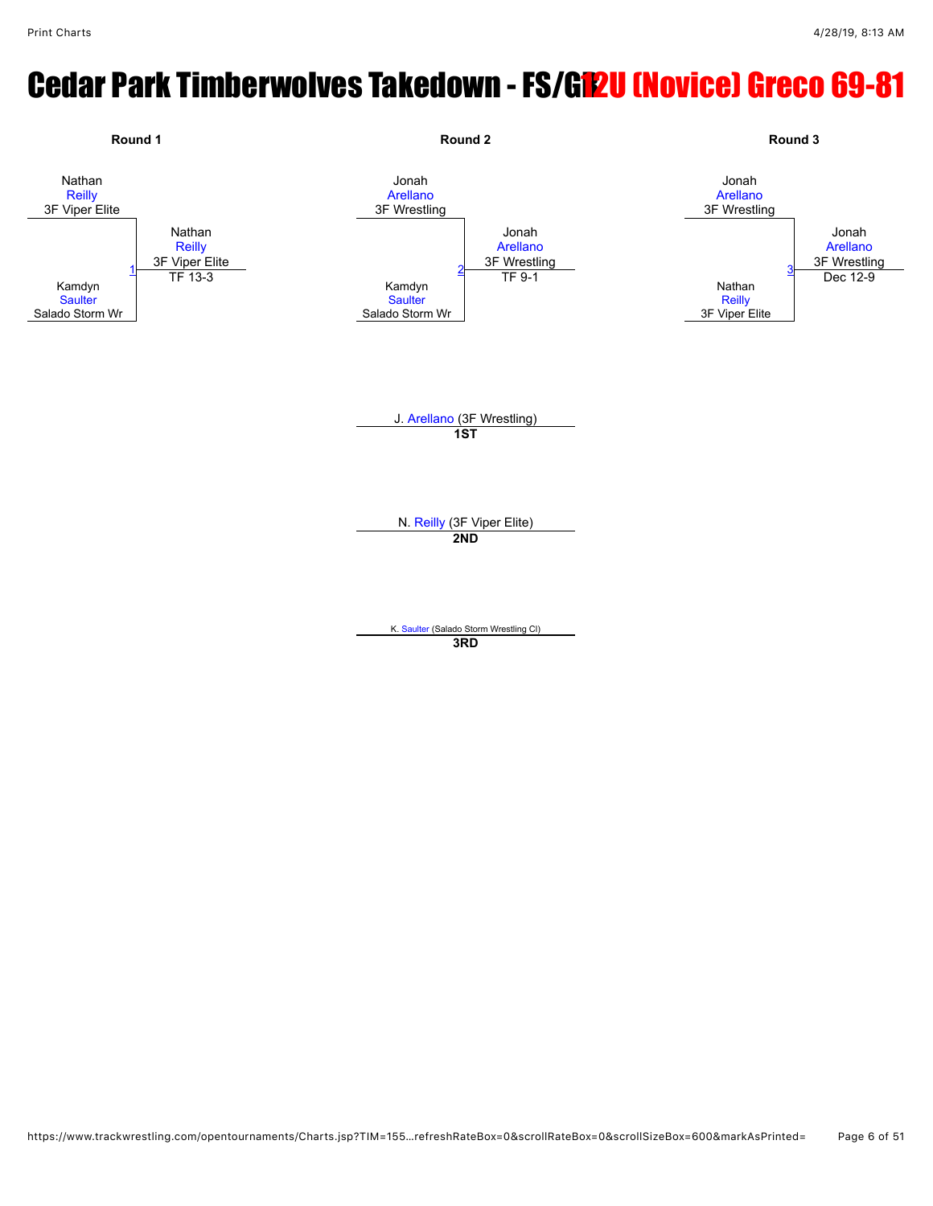# Cedar Park Timberwolves Takedown - FS/GR 12U (Novice) Greco 69-81

| Round 1 | Round 2 | Round 3 |
|---|---|---|
| Nathan Reilly (3F Viper Elite) vs. Kamdyn Saulter (Salado Storm Wr) | Jonah Arellano (3F Wrestling) vs. Kamdyn Saulter (Salado Storm Wr) | Jonah Arellano (3F Wrestling) vs. Nathan Reilly (3F Viper Elite) |
| Bout 1: Nathan Reilly (3F Viper Elite) TF 13-3 | Bout 2: Jonah Arellano (3F Wrestling) TF 9-1 | Bout 3: Jonah Arellano (3F Wrestling) Dec 12-9 |

**1ST:** J. Arellano (3F Wrestling)

**2ND:** N. Reilly (3F Viper Elite)

**3RD:** K. Saulter (Salado Storm Wrestling Cl)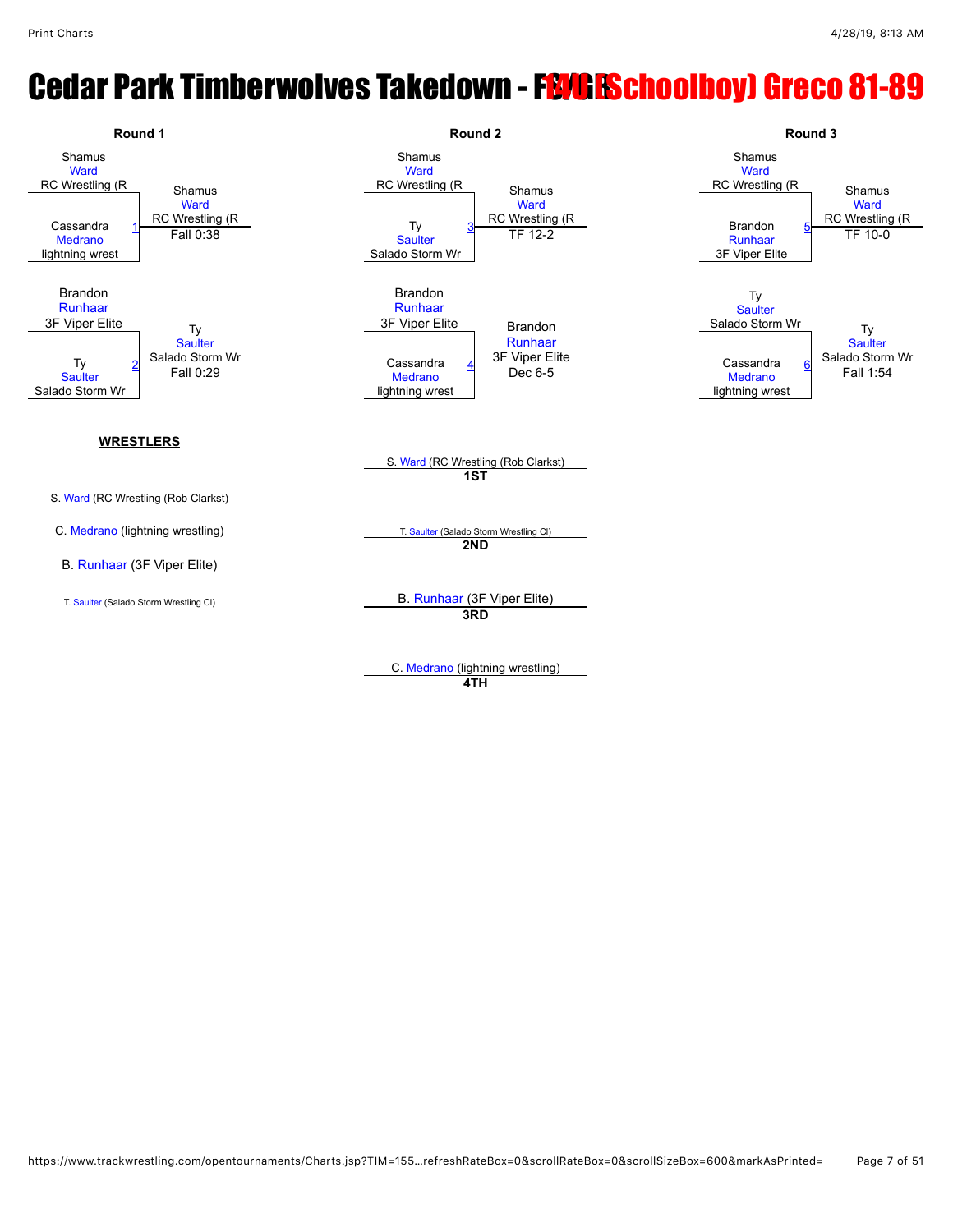# Cedar Park Timberwolves Takedown - 14U (Schoolboy) Greco 81-89

### Round 1

| Match | Wrestler 1 | Wrestler 2 | Winner | Result |
|---|---|---|---|---|
| 1 | Shamus Ward, RC Wrestling (R | Cassandra Medrano, lightning wrest | Shamus Ward, RC Wrestling (R | Fall 0:38 |
| 2 | Brandon Runhaar, 3F Viper Elite | Ty Saulter, Salado Storm Wr | Ty Saulter, Salado Storm Wr | Fall 0:29 |

### Round 2

| Match | Wrestler 1 | Wrestler 2 | Winner | Result |
|---|---|---|---|---|
| 3 | Shamus Ward, RC Wrestling (R | Ty Saulter, Salado Storm Wr | Shamus Ward, RC Wrestling (R | TF 12-2 |
| 4 | Brandon Runhaar, 3F Viper Elite | Cassandra Medrano, lightning wrest | Brandon Runhaar, 3F Viper Elite | Dec 6-5 |

### Round 3

| Match | Wrestler 1 | Wrestler 2 | Winner | Result |
|---|---|---|---|---|
| 5 | Shamus Ward, RC Wrestling (R | Brandon Runhaar, 3F Viper Elite | Shamus Ward, RC Wrestling (R | TF 10-0 |
| 6 | Ty Saulter, Salado Storm Wr | Cassandra Medrano, lightning wrest | Ty Saulter, Salado Storm Wr | Fall 1:54 |

**WRESTLERS**

- S. Ward (RC Wrestling (Rob Clarkst)
- C. Medrano (lightning wrestling)
- B. Runhaar (3F Viper Elite)
- T. Saulter (Salado Storm Wrestling Cl)

**Placements**

| Place | Wrestler |
|---|---|
| 1ST | S. Ward (RC Wrestling (Rob Clarkst) |
| 2ND | T. Saulter (Salado Storm Wrestling Cl) |
| 3RD | B. Runhaar (3F Viper Elite) |
| 4TH | C. Medrano (lightning wrestling) |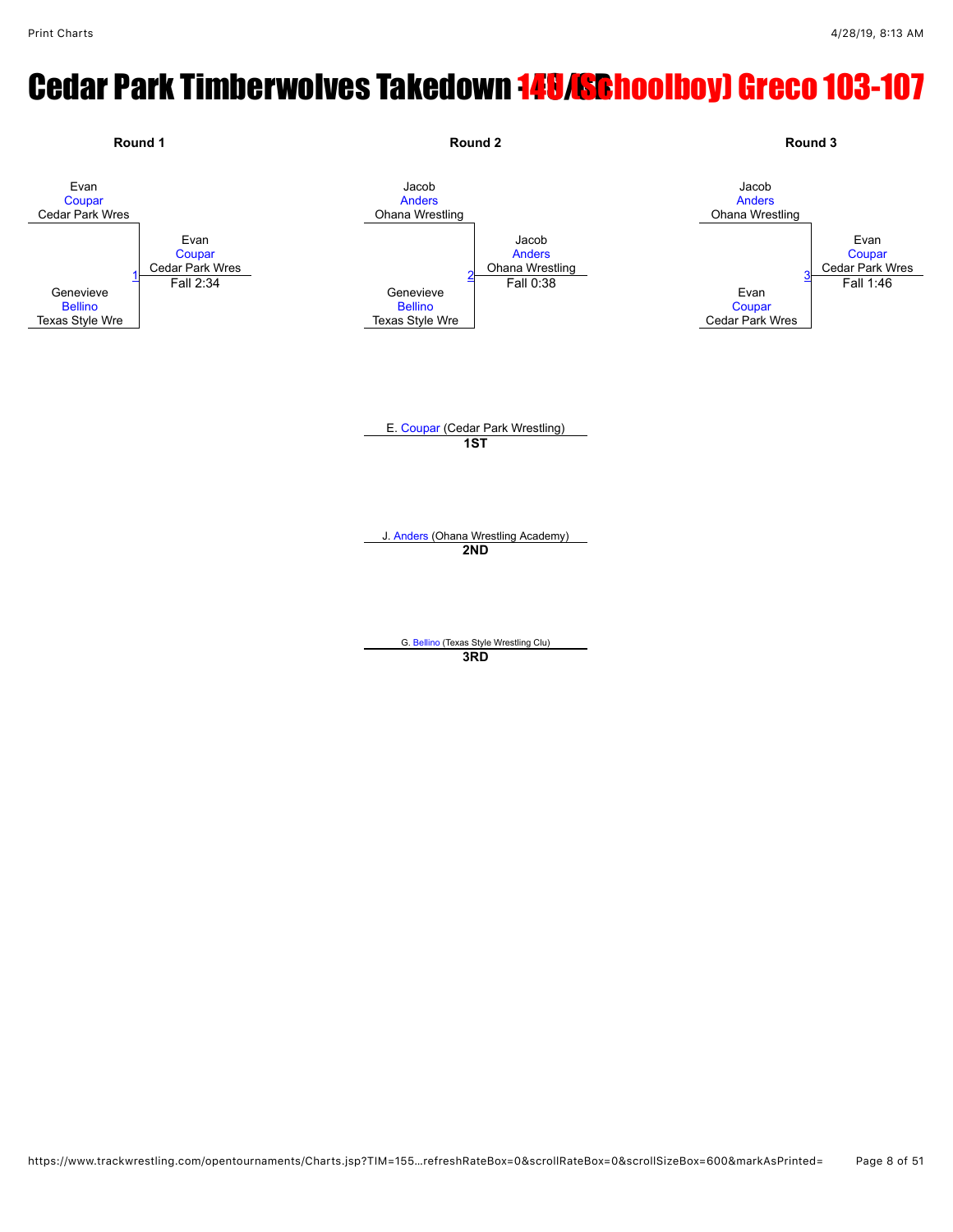# Cedar Park Timberwolves Takedown - 14U (Schoolboy) Greco 103-107

**Round 1**

Evan Coupar, Cedar Park Wres
vs.
Genevieve Bellino, Texas Style Wre

Match 1: Evan Coupar, Cedar Park Wres — Fall 2:34

**Round 2**

Jacob Anders, Ohana Wrestling
vs.
Genevieve Bellino, Texas Style Wre

Match 2: Jacob Anders, Ohana Wrestling — Fall 0:38

**Round 3**

Jacob Anders, Ohana Wrestling
vs.
Evan Coupar, Cedar Park Wres

Match 3: Evan Coupar, Cedar Park Wres — Fall 1:46

**1ST**: E. Coupar (Cedar Park Wrestling)

**2ND**: J. Anders (Ohana Wrestling Academy)

**3RD**: G. Bellino (Texas Style Wrestling Clu)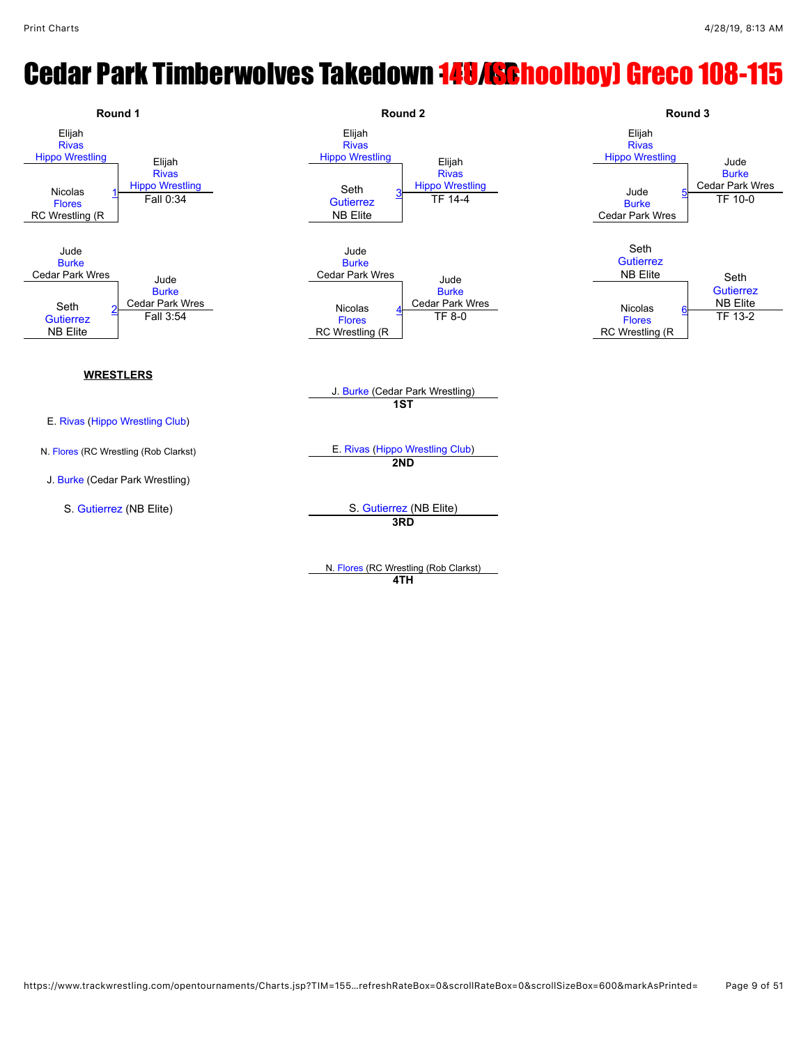# Cedar Park Timberwolves Takedown 108-115 (Schoolboy) Greco 108-115

### Round 1

| Match | Wrestler 1 | Wrestler 2 | Winner | Result |
|---|---|---|---|---|
| 1 | Elijah Rivas (Hippo Wrestling) | Nicolas Flores (RC Wrestling (R) | Elijah Rivas (Hippo Wrestling) | Fall 0:34 |
| 2 | Jude Burke (Cedar Park Wres) | Seth Gutierrez (NB Elite) | Jude Burke (Cedar Park Wres) | Fall 3:54 |

### Round 2

| Match | Wrestler 1 | Wrestler 2 | Winner | Result |
|---|---|---|---|---|
| 3 | Elijah Rivas (Hippo Wrestling) | Seth Gutierrez (NB Elite) | Elijah Rivas (Hippo Wrestling) | TF 14-4 |
| 4 | Jude Burke (Cedar Park Wres) | Nicolas Flores (RC Wrestling (R) | Jude Burke (Cedar Park Wres) | TF 8-0 |

### Round 3

| Match | Wrestler 1 | Wrestler 2 | Winner | Result |
|---|---|---|---|---|
| 5 | Elijah Rivas (Hippo Wrestling) | Jude Burke (Cedar Park Wres) | Jude Burke (Cedar Park Wres) | TF 10-0 |
| 6 | Seth Gutierrez (NB Elite) | Nicolas Flores (RC Wrestling (R) | Seth Gutierrez (NB Elite) | TF 13-2 |

**WRESTLERS**

- E. Rivas (Hippo Wrestling Club)
- N. Flores (RC Wrestling (Rob Clarkst)
- J. Burke (Cedar Park Wrestling)
- S. Gutierrez (NB Elite)

**1ST** J. Burke (Cedar Park Wrestling)

**2ND** E. Rivas (Hippo Wrestling Club)

**3RD** S. Gutierrez (NB Elite)

**4TH** N. Flores (RC Wrestling (Rob Clarkst)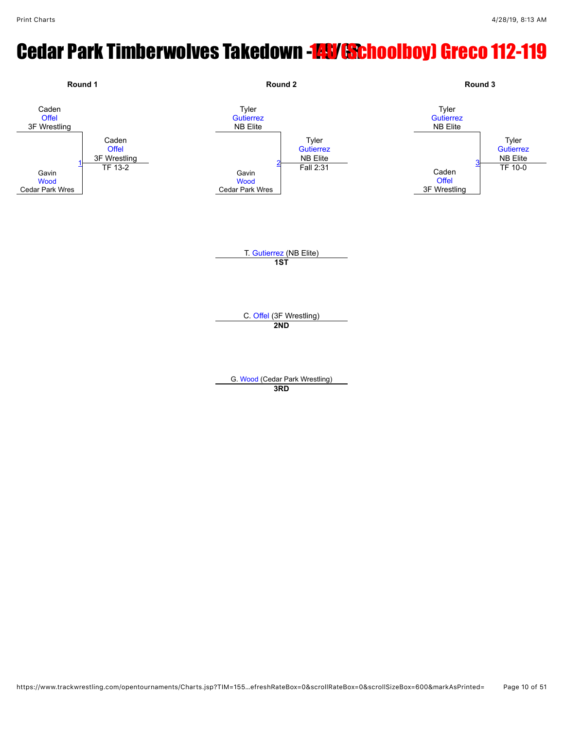# Cedar Park Timberwolves Takedown - 14U (Schoolboy) Greco 112-119

## Round 1

Caden Offel (3F Wrestling)
vs.
Gavin Wood (Cedar Park Wres)

Match 1 — Winner: Caden Offel (3F Wrestling) — TF 13-2

## Round 2

Tyler Gutierrez (NB Elite)
vs.
Gavin Wood (Cedar Park Wres)

Match 2 — Winner: Tyler Gutierrez (NB Elite) — Fall 2:31

## Round 3

Tyler Gutierrez (NB Elite)
vs.
Caden Offel (3F Wrestling)

Match 3 — Winner: Tyler Gutierrez (NB Elite) — TF 10-0

## Placements

**1ST:** T. Gutierrez (NB Elite)

**2ND:** C. Offel (3F Wrestling)

**3RD:** G. Wood (Cedar Park Wrestling)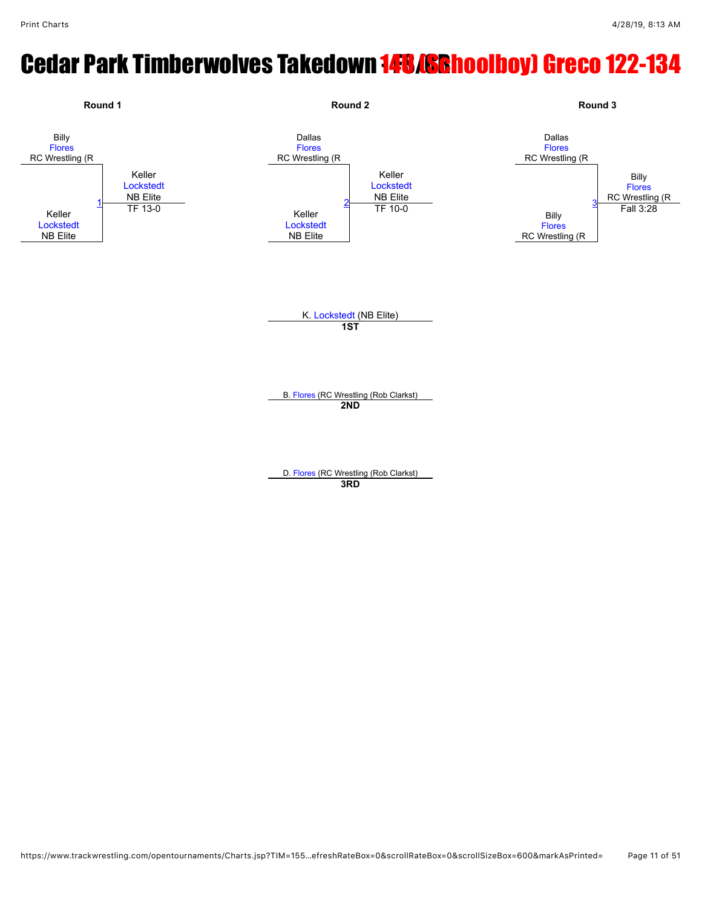# Cedar Park Timberwolves Takedown - 14U (Schoolboy) Greco 122-134

## Round 1

Billy Flores, RC Wrestling (R

Keller Lockstedt, NB Elite

Match 1 — Winner: Keller Lockstedt, NB Elite — TF 13-0

## Round 2

Dallas Flores, RC Wrestling (R

Keller Lockstedt, NB Elite

Match 2 — Winner: Keller Lockstedt, NB Elite — TF 10-0

## Round 3

Dallas Flores, RC Wrestling (R

Billy Flores, RC Wrestling (R

Match 3 — Winner: Billy Flores, RC Wrestling (R — Fall 3:28

## Placements

**1ST:** K. Lockstedt (NB Elite)

**2ND:** B. Flores (RC Wrestling (Rob Clarkst)

**3RD:** D. Flores (RC Wrestling (Rob Clarkst)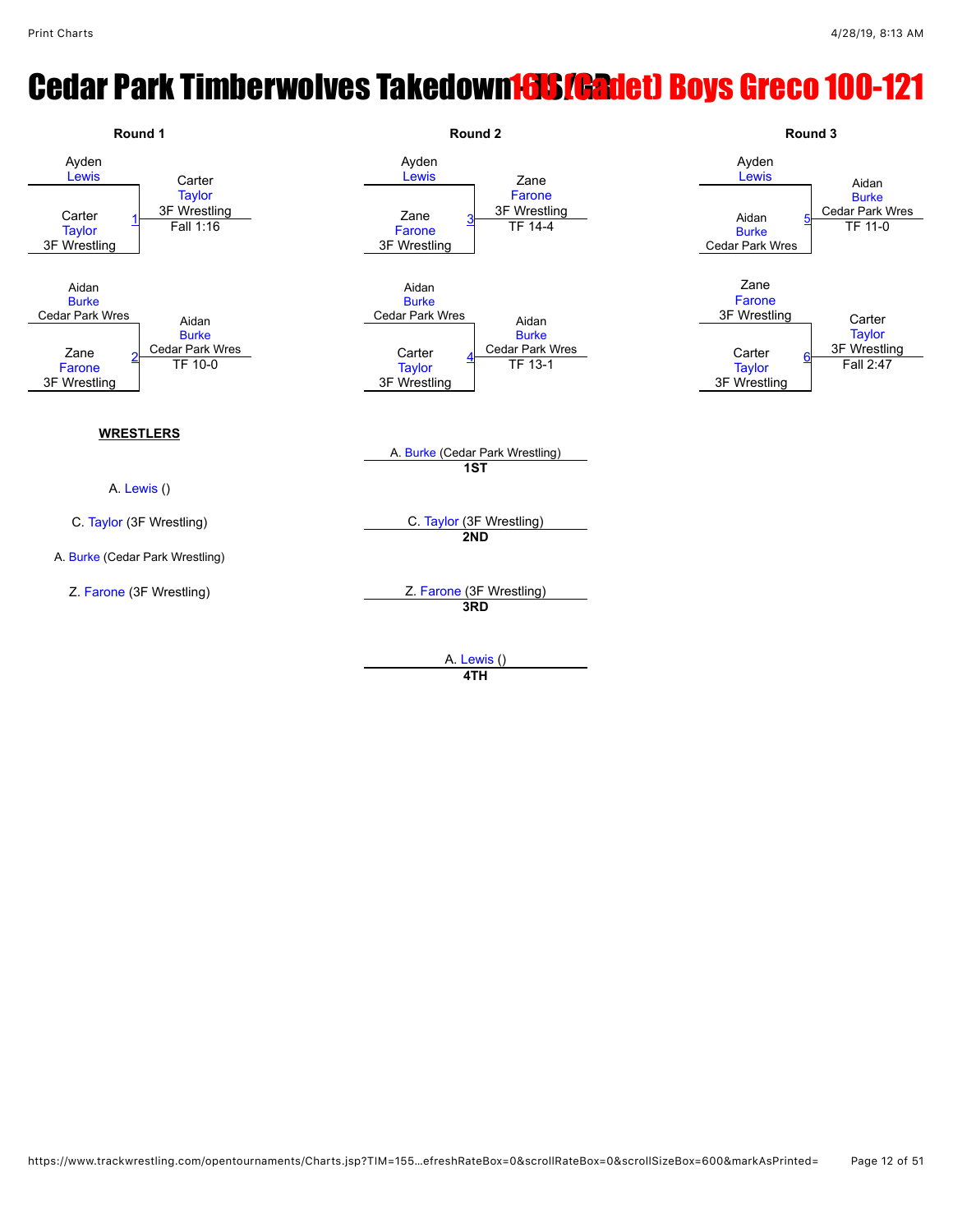# Cedar Park Timberwolves Takedown 16U (Cadet) Boys Greco 100-121

## Round 1

**Match 1**
- Ayden Lewis
- Carter Taylor (3F Wrestling)
- Winner: Carter Taylor (3F Wrestling) — Fall 1:16

**Match 2**
- Aidan Burke (Cedar Park Wres)
- Zane Farone (3F Wrestling)
- Winner: Aidan Burke (Cedar Park Wres) — TF 10-0

## Round 2

**Match 3**
- Ayden Lewis
- Zane Farone (3F Wrestling)
- Winner: Zane Farone (3F Wrestling) — TF 14-4

**Match 4**
- Aidan Burke (Cedar Park Wres)
- Carter Taylor (3F Wrestling)
- Winner: Aidan Burke (Cedar Park Wres) — TF 13-1

## Round 3

**Match 5**
- Ayden Lewis
- Aidan Burke (Cedar Park Wres)
- Winner: Aidan Burke (Cedar Park Wres) — TF 11-0

**Match 6**
- Zane Farone (3F Wrestling)
- Carter Taylor (3F Wrestling)
- Winner: Carter Taylor (3F Wrestling) — Fall 2:47

**WRESTLERS**

A. Lewis ()

C. Taylor (3F Wrestling)

A. Burke (Cedar Park Wrestling)

Z. Farone (3F Wrestling)

A. Burke (Cedar Park Wrestling)
**1ST**

C. Taylor (3F Wrestling)
**2ND**

Z. Farone (3F Wrestling)
**3RD**

A. Lewis ()
**4TH**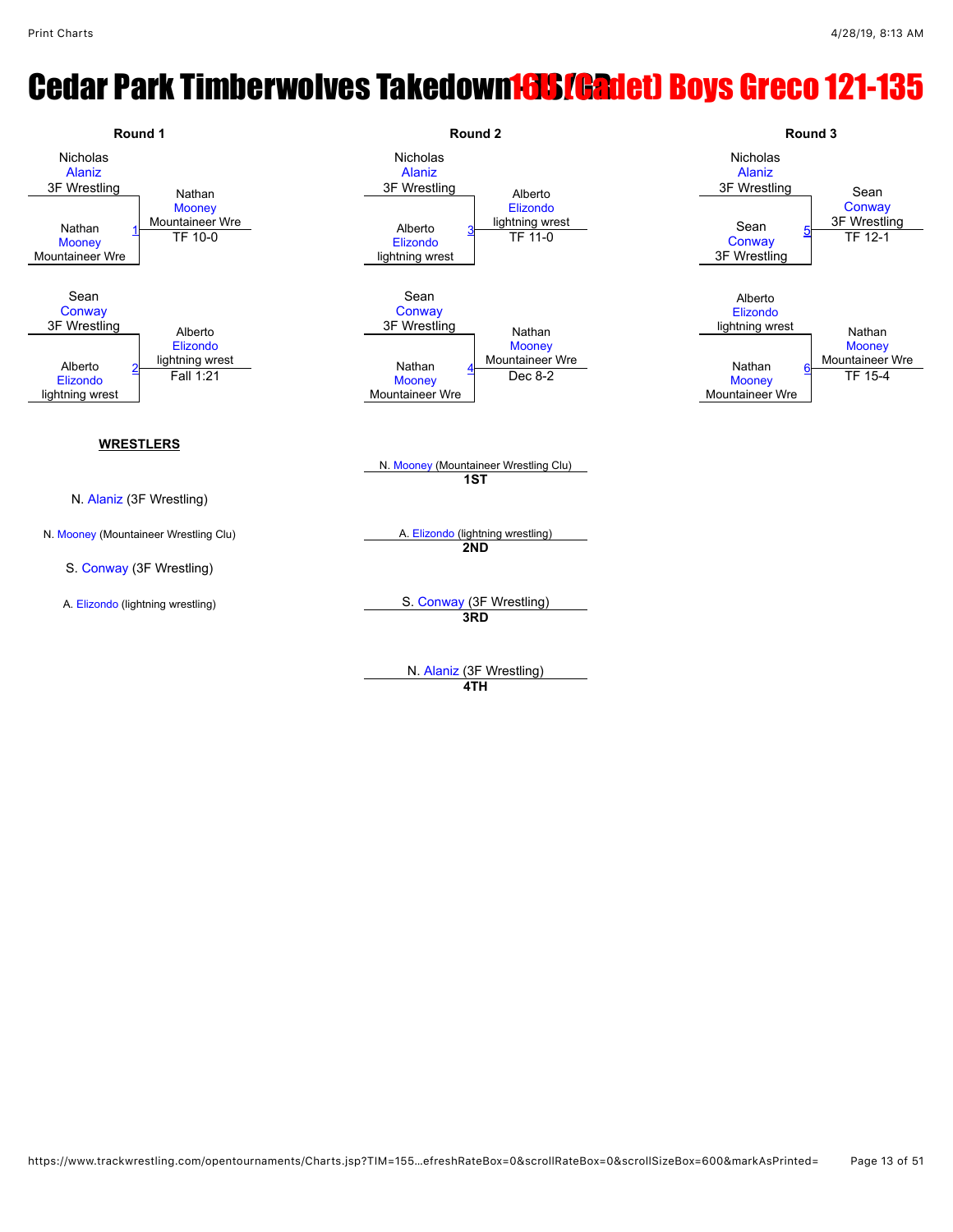# Cedar Park Timberwolves Takedown 16U (Cadet) Boys Greco 121-135

## Round 1

| Match | Wrestler 1 | Wrestler 2 | Winner | Result |
|---|---|---|---|---|
| 1 | Nicholas Alaniz (3F Wrestling) | Nathan Mooney (Mountaineer Wre) | Nathan Mooney (Mountaineer Wre) | TF 10-0 |
| 2 | Sean Conway (3F Wrestling) | Alberto Elizondo (lightning wrest) | Alberto Elizondo (lightning wrest) | Fall 1:21 |

## Round 2

| Match | Wrestler 1 | Wrestler 2 | Winner | Result |
|---|---|---|---|---|
| 3 | Nicholas Alaniz (3F Wrestling) | Alberto Elizondo (lightning wrest) | Alberto Elizondo (lightning wrest) | TF 11-0 |
| 4 | Sean Conway (3F Wrestling) | Nathan Mooney (Mountaineer Wre) | Nathan Mooney (Mountaineer Wre) | Dec 8-2 |

## Round 3

| Match | Wrestler 1 | Wrestler 2 | Winner | Result |
|---|---|---|---|---|
| 5 | Nicholas Alaniz (3F Wrestling) | Sean Conway (3F Wrestling) | Sean Conway (3F Wrestling) | TF 12-1 |
| 6 | Alberto Elizondo (lightning wrest) | Nathan Mooney (Mountaineer Wre) | Nathan Mooney (Mountaineer Wre) | TF 15-4 |

## WRESTLERS

- N. Alaniz (3F Wrestling)
- N. Mooney (Mountaineer Wrestling Clu)
- S. Conway (3F Wrestling)
- A. Elizondo (lightning wrestling)

## Placements

- **1ST**: N. Mooney (Mountaineer Wrestling Clu)
- **2ND**: A. Elizondo (lightning wrestling)
- **3RD**: S. Conway (3F Wrestling)
- **4TH**: N. Alaniz (3F Wrestling)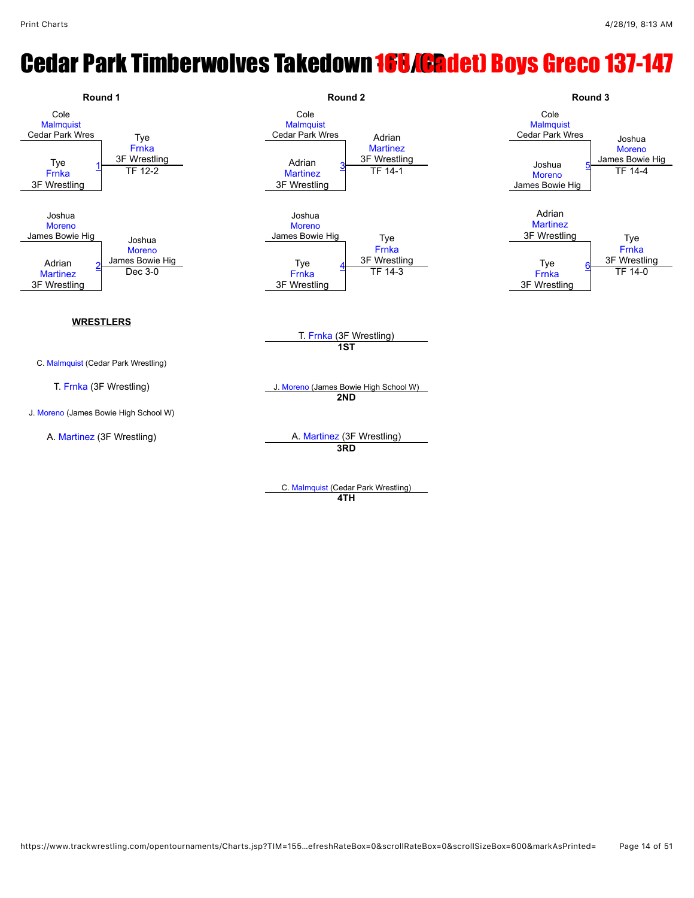# Cedar Park Timberwolves Takedown 16U (Cadet) Boys Greco 137-147

## Round 1

| Match | Wrestler 1 | Wrestler 2 | Winner | Result |
|---|---|---|---|---|
| 1 | Cole Malmquist (Cedar Park Wres) | Tye Frnka (3F Wrestling) | Tye Frnka (3F Wrestling) | TF 12-2 |
| 2 | Joshua Moreno (James Bowie Hig) | Adrian Martinez (3F Wrestling) | Joshua Moreno (James Bowie Hig) | Dec 3-0 |

## Round 2

| Match | Wrestler 1 | Wrestler 2 | Winner | Result |
|---|---|---|---|---|
| 3 | Cole Malmquist (Cedar Park Wres) | Adrian Martinez (3F Wrestling) | Adrian Martinez (3F Wrestling) | TF 14-1 |
| 4 | Joshua Moreno (James Bowie Hig) | Tye Frnka (3F Wrestling) | Tye Frnka (3F Wrestling) | TF 14-3 |

## Round 3

| Match | Wrestler 1 | Wrestler 2 | Winner | Result |
|---|---|---|---|---|
| 5 | Cole Malmquist (Cedar Park Wres) | Joshua Moreno (James Bowie Hig) | Joshua Moreno (James Bowie Hig) | TF 14-4 |
| 6 | Adrian Martinez (3F Wrestling) | Tye Frnka (3F Wrestling) | Tye Frnka (3F Wrestling) | TF 14-0 |

**WRESTLERS**

- C. Malmquist (Cedar Park Wrestling)
- T. Frnka (3F Wrestling)
- J. Moreno (James Bowie High School W)
- A. Martinez (3F Wrestling)

**Placings**

- **1ST**: T. Frnka (3F Wrestling)
- **2ND**: J. Moreno (James Bowie High School W)
- **3RD**: A. Martinez (3F Wrestling)
- **4TH**: C. Malmquist (Cedar Park Wrestling)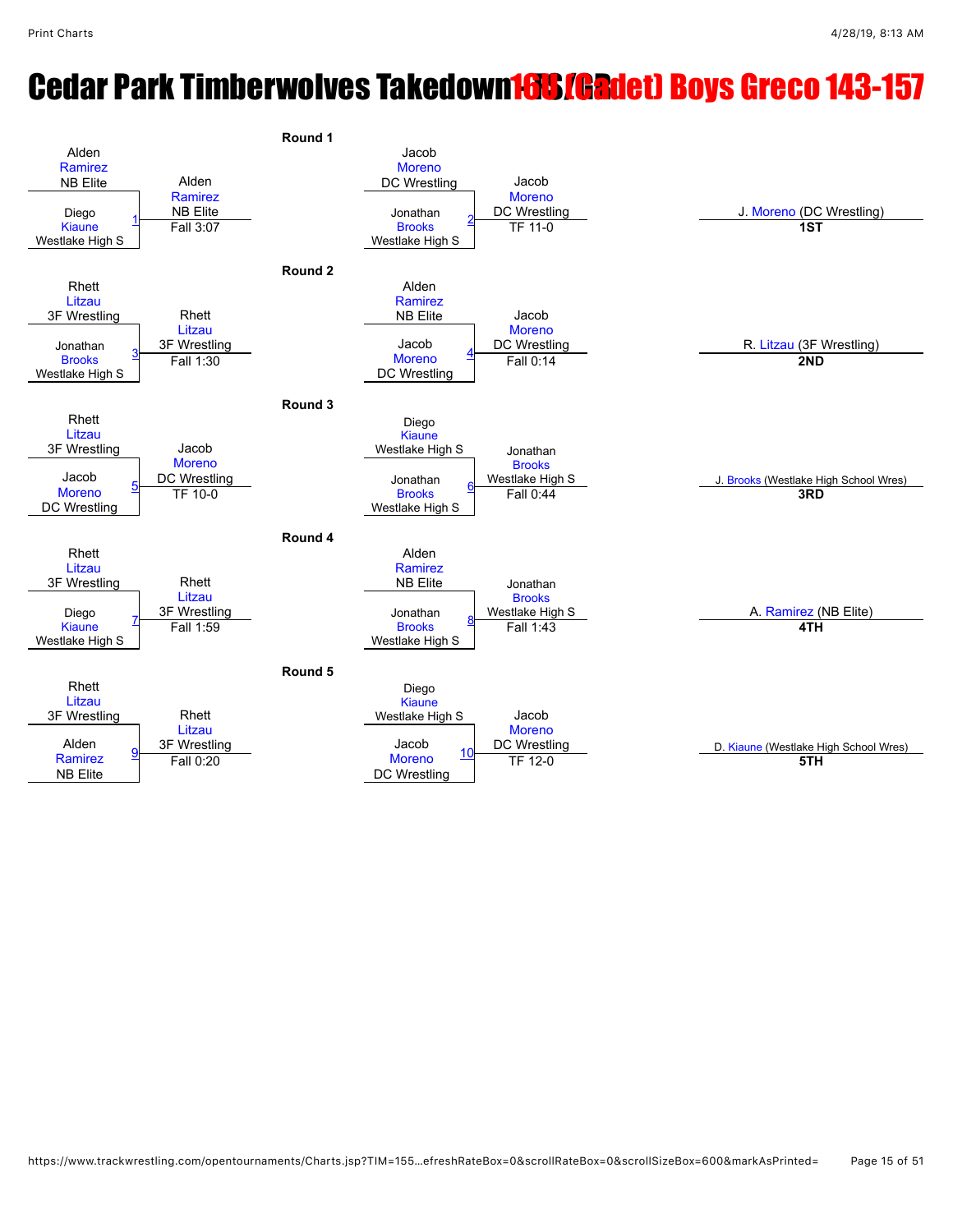# Cedar Park Timberwolves Takedown 16U (Cadet) Boys Greco 143-157

## Round 1

| Match | Wrestler 1 | Wrestler 2 | Winner | Result |
|---|---|---|---|---|
| 1 | Alden Ramirez (NB Elite) | Diego Kiaune (Westlake High S) | Alden Ramirez (NB Elite) | Fall 3:07 |
| 2 | Jacob Moreno (DC Wrestling) | Jonathan Brooks (Westlake High S) | Jacob Moreno (DC Wrestling) | TF 11-0 |

## Round 2

| Match | Wrestler 1 | Wrestler 2 | Winner | Result |
|---|---|---|---|---|
| 3 | Rhett Litzau (3F Wrestling) | Jonathan Brooks (Westlake High S) | Rhett Litzau (3F Wrestling) | Fall 1:30 |
| 4 | Alden Ramirez (NB Elite) | Jacob Moreno (DC Wrestling) | Jacob Moreno (DC Wrestling) | Fall 0:14 |

## Round 3

| Match | Wrestler 1 | Wrestler 2 | Winner | Result |
|---|---|---|---|---|
| 5 | Rhett Litzau (3F Wrestling) | Jacob Moreno (DC Wrestling) | Jacob Moreno (DC Wrestling) | TF 10-0 |
| 6 | Diego Kiaune (Westlake High S) | Jonathan Brooks (Westlake High S) | Jonathan Brooks (Westlake High S) | Fall 0:44 |

## Round 4

| Match | Wrestler 1 | Wrestler 2 | Winner | Result |
|---|---|---|---|---|
| 7 | Rhett Litzau (3F Wrestling) | Diego Kiaune (Westlake High S) | Rhett Litzau (3F Wrestling) | Fall 1:59 |
| 8 | Alden Ramirez (NB Elite) | Jonathan Brooks (Westlake High S) | Jonathan Brooks (Westlake High S) | Fall 1:43 |

## Round 5

| Match | Wrestler 1 | Wrestler 2 | Winner | Result |
|---|---|---|---|---|
| 9 | Rhett Litzau (3F Wrestling) | Alden Ramirez (NB Elite) | Rhett Litzau (3F Wrestling) | Fall 0:20 |
| 10 | Diego Kiaune (Westlake High S) | Jacob Moreno (DC Wrestling) | Jacob Moreno (DC Wrestling) | TF 12-0 |

## Placings

| Place | Wrestler |
|---|---|
| 1ST | J. Moreno (DC Wrestling) |
| 2ND | R. Litzau (3F Wrestling) |
| 3RD | J. Brooks (Westlake High School Wres) |
| 4TH | A. Ramirez (NB Elite) |
| 5TH | D. Kiaune (Westlake High School Wres) |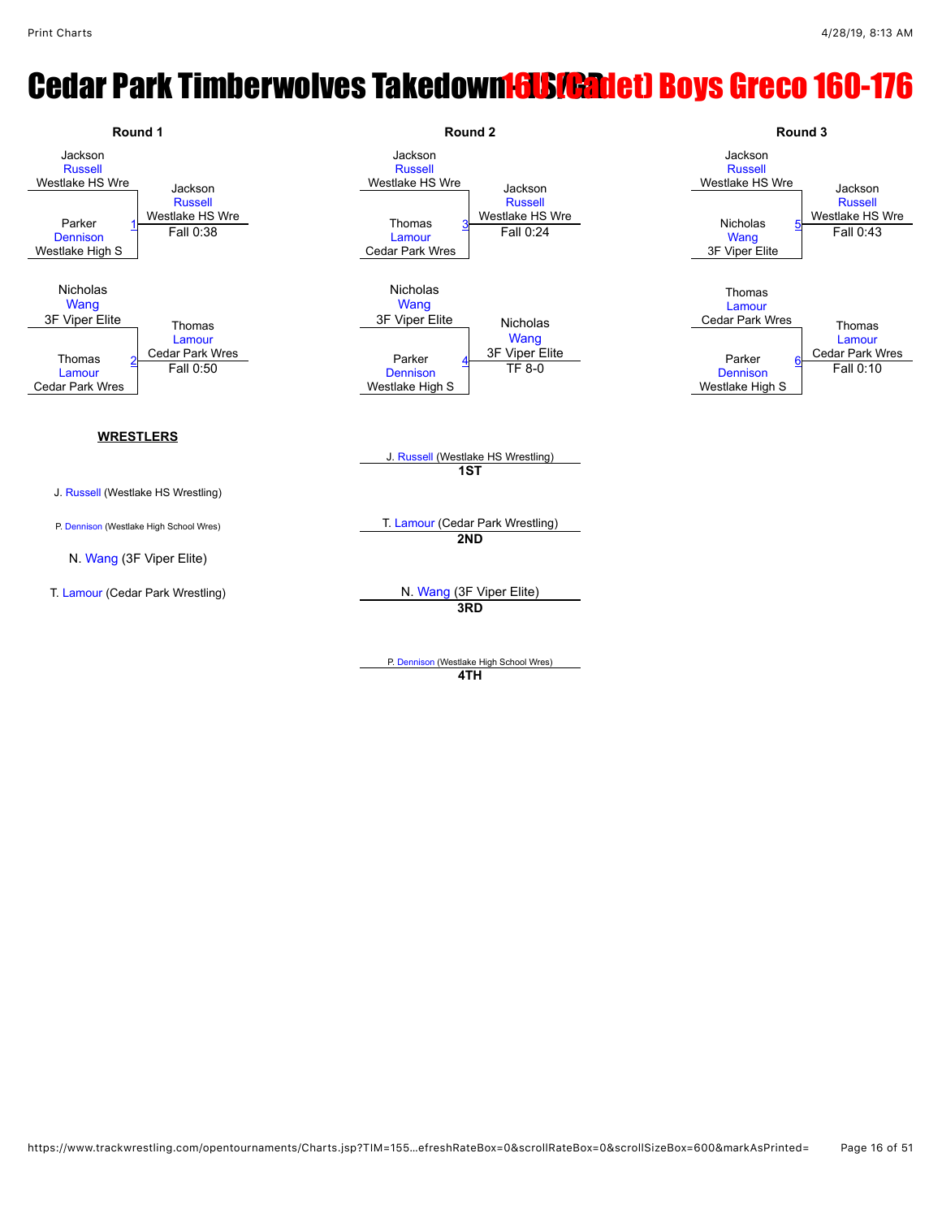# Cedar Park Timberwolves Takedown 16U (Cadet) Boys Greco 160-176

## Round 1

| Match | Wrestler 1 | Wrestler 2 | Winner | Result |
|---|---|---|---|---|
| 1 | Jackson Russell (Westlake HS Wre) | Parker Dennison (Westlake High S) | Jackson Russell (Westlake HS Wre) | Fall 0:38 |
| 2 | Nicholas Wang (3F Viper Elite) | Thomas Lamour (Cedar Park Wres) | Thomas Lamour (Cedar Park Wres) | Fall 0:50 |

## Round 2

| Match | Wrestler 1 | Wrestler 2 | Winner | Result |
|---|---|---|---|---|
| 3 | Jackson Russell (Westlake HS Wre) | Thomas Lamour (Cedar Park Wres) | Jackson Russell (Westlake HS Wre) | Fall 0:24 |
| 4 | Nicholas Wang (3F Viper Elite) | Parker Dennison (Westlake High S) | Nicholas Wang (3F Viper Elite) | TF 8-0 |

## Round 3

| Match | Wrestler 1 | Wrestler 2 | Winner | Result |
|---|---|---|---|---|
| 5 | Jackson Russell (Westlake HS Wre) | Nicholas Wang (3F Viper Elite) | Jackson Russell (Westlake HS Wre) | Fall 0:43 |
| 6 | Thomas Lamour (Cedar Park Wres) | Parker Dennison (Westlake High S) | Thomas Lamour (Cedar Park Wres) | Fall 0:10 |

## WRESTLERS

- J. Russell (Westlake HS Wrestling)
- P. Dennison (Westlake High School Wres)
- N. Wang (3F Viper Elite)
- T. Lamour (Cedar Park Wrestling)

## Placings

- **1ST**: J. Russell (Westlake HS Wrestling)
- **2ND**: T. Lamour (Cedar Park Wrestling)
- **3RD**: N. Wang (3F Viper Elite)
- **4TH**: P. Dennison (Westlake High School Wres)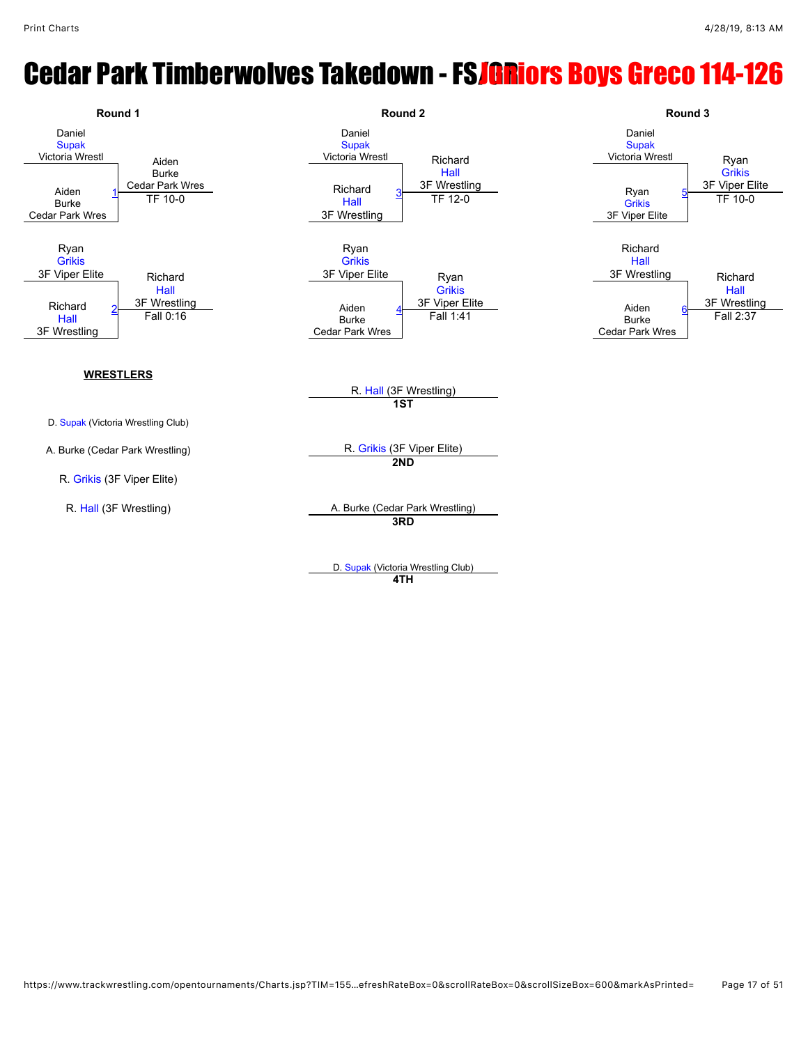# Cedar Park Timberwolves Takedown - FS/JR Juniors Boys Greco 114-126

## Round 1

**Match 1**
- Daniel Supak (Victoria Wrestl)
- Aiden Burke (Cedar Park Wres)
- Winner: Aiden Burke (Cedar Park Wres) — TF 10-0

**Match 2**
- Ryan Grikis (3F Viper Elite)
- Richard Hall (3F Wrestling)
- Winner: Richard Hall (3F Wrestling) — Fall 0:16

## Round 2

**Match 3**
- Daniel Supak (Victoria Wrestl)
- Richard Hall (3F Wrestling)
- Winner: Richard Hall (3F Wrestling) — TF 12-0

**Match 4**
- Ryan Grikis (3F Viper Elite)
- Aiden Burke (Cedar Park Wres)
- Winner: Ryan Grikis (3F Viper Elite) — Fall 1:41

## Round 3

**Match 5**
- Daniel Supak (Victoria Wrestl)
- Ryan Grikis (3F Viper Elite)
- Winner: Ryan Grikis (3F Viper Elite) — TF 10-0

**Match 6**
- Richard Hall (3F Wrestling)
- Aiden Burke (Cedar Park Wres)
- Winner: Richard Hall (3F Wrestling) — Fall 2:37

## WRESTLERS

- D. Supak (Victoria Wrestling Club)
- A. Burke (Cedar Park Wrestling)
- R. Grikis (3F Viper Elite)
- R. Hall (3F Wrestling)

## Placings

- **1ST**: R. Hall (3F Wrestling)
- **2ND**: R. Grikis (3F Viper Elite)
- **3RD**: A. Burke (Cedar Park Wrestling)
- **4TH**: D. Supak (Victoria Wrestling Club)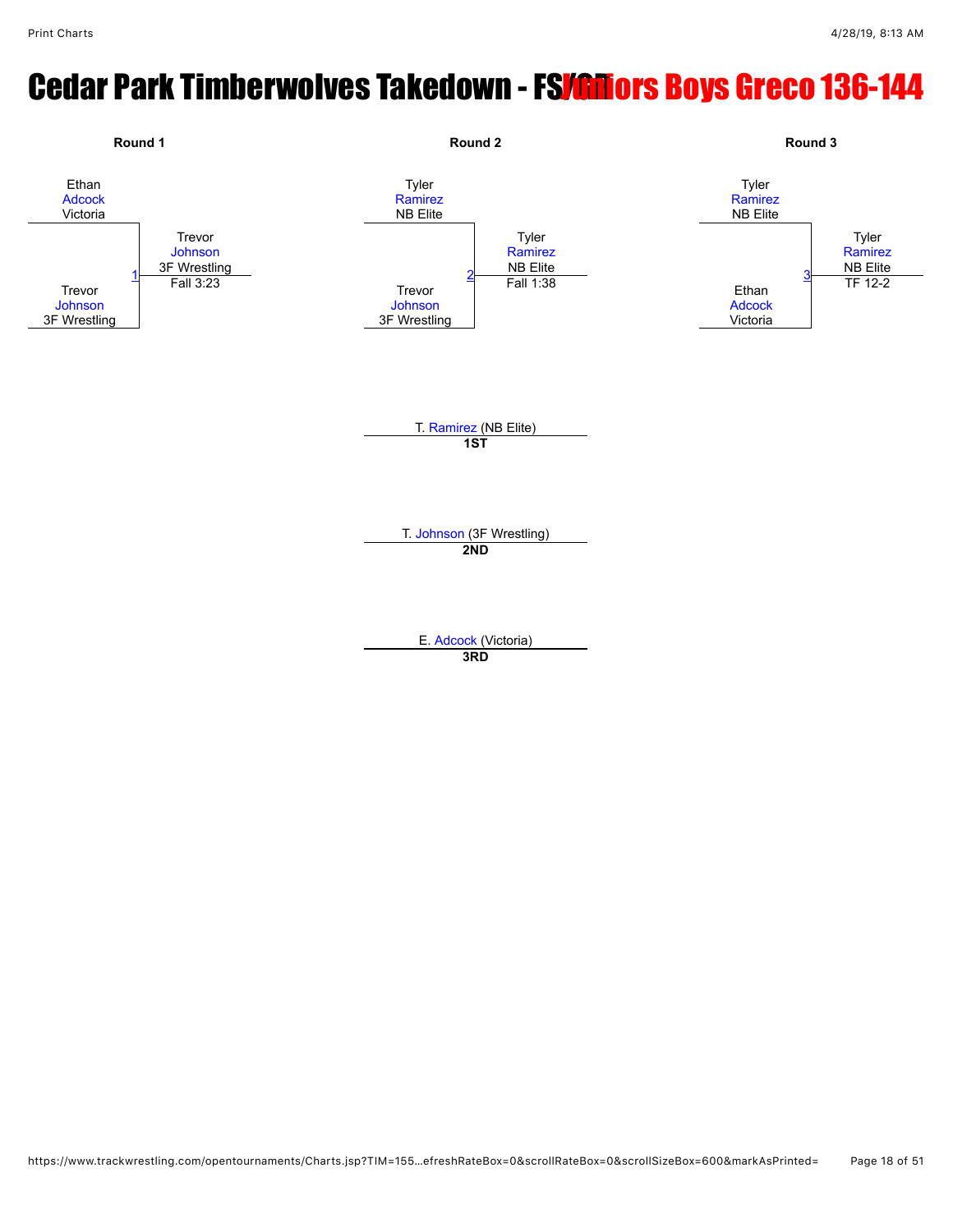# Cedar Park Timberwolves Takedown - FS/GR Juniors Boys Greco 136-144

**Round 1**

Ethan Adcock, Victoria
vs.
Trevor Johnson, 3F Wrestling

Match 1 — Winner: Trevor Johnson, 3F Wrestling — Fall 3:23

**Round 2**

Tyler Ramirez, NB Elite
vs.
Trevor Johnson, 3F Wrestling

Match 2 — Winner: Tyler Ramirez, NB Elite — Fall 1:38

**Round 3**

Tyler Ramirez, NB Elite
vs.
Ethan Adcock, Victoria

Match 3 — Winner: Tyler Ramirez, NB Elite — TF 12-2

| Place | Wrestler |
| --- | --- |
| **1ST** | T. Ramirez (NB Elite) |
| **2ND** | T. Johnson (3F Wrestling) |
| **3RD** | E. Adcock (Victoria) |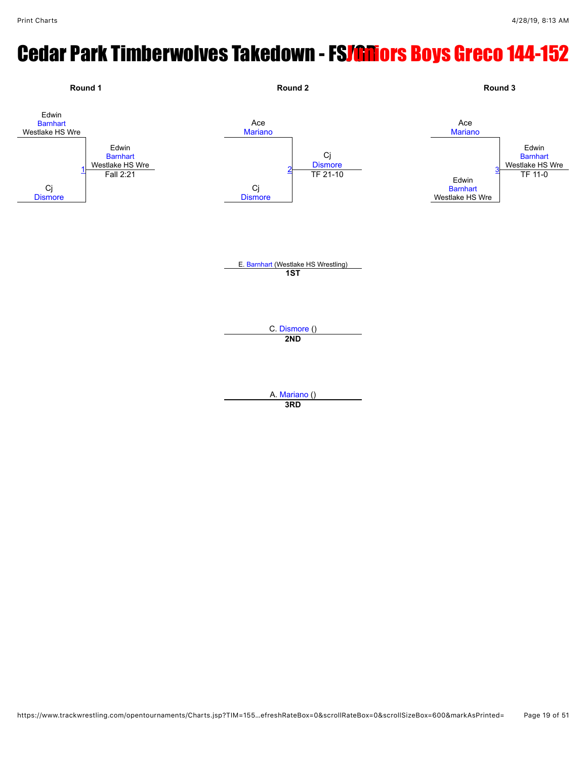# Cedar Park Timberwolves Takedown - FS/GR Juniors Boys Greco 144-152

**Round 1**

Edwin Barnhart, Westlake HS Wre
vs.
Cj Dismore

Match 1: Edwin Barnhart, Westlake HS Wre — Fall 2:21

**Round 2**

Ace Mariano
vs.
Cj Dismore

Match 2: Cj Dismore — TF 21-10

**Round 3**

Ace Mariano
vs.
Edwin Barnhart, Westlake HS Wre

Match 3: Edwin Barnhart, Westlake HS Wre — TF 11-0

---

E. Barnhart (Westlake HS Wrestling)
**1ST**

C. Dismore ()
**2ND**

A. Mariano ()
**3RD**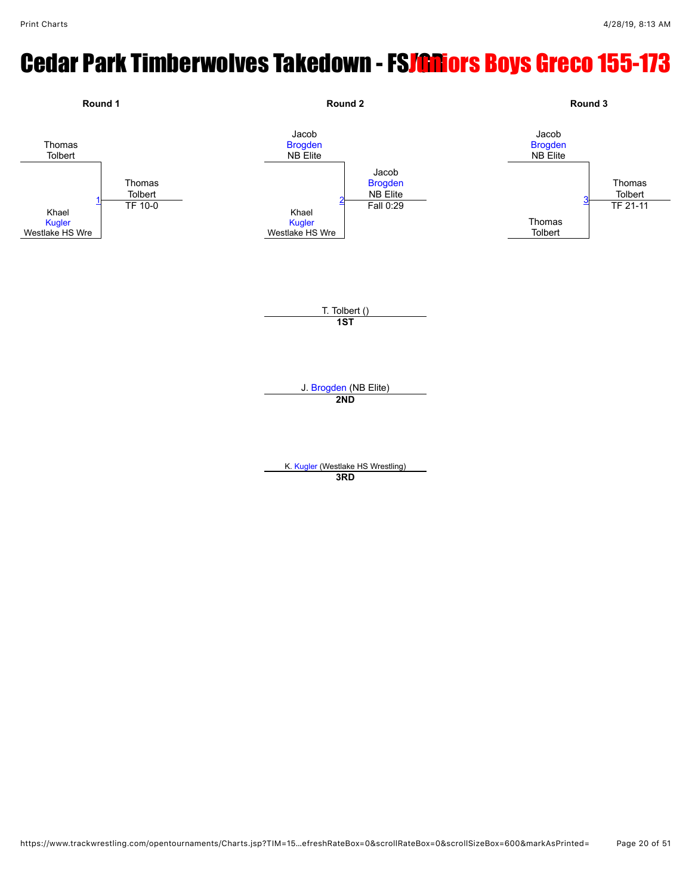# Cedar Park Timberwolves Takedown - FS/GR Juniors Boys Greco 155-173

**Round 1**

Thomas Tolbert
vs.
Khael Kugler (Westlake HS Wre)

1 — Thomas Tolbert — TF 10-0

**Round 2**

Jacob Brogden (NB Elite)
vs.
Khael Kugler (Westlake HS Wre)

2 — Jacob Brogden (NB Elite) — Fall 0:29

**Round 3**

Jacob Brogden (NB Elite)
vs.
Thomas Tolbert

3 — Thomas Tolbert — TF 21-11

---

T. Tolbert ()
**1ST**

J. Brogden (NB Elite)
**2ND**

K. Kugler (Westlake HS Wrestling)
**3RD**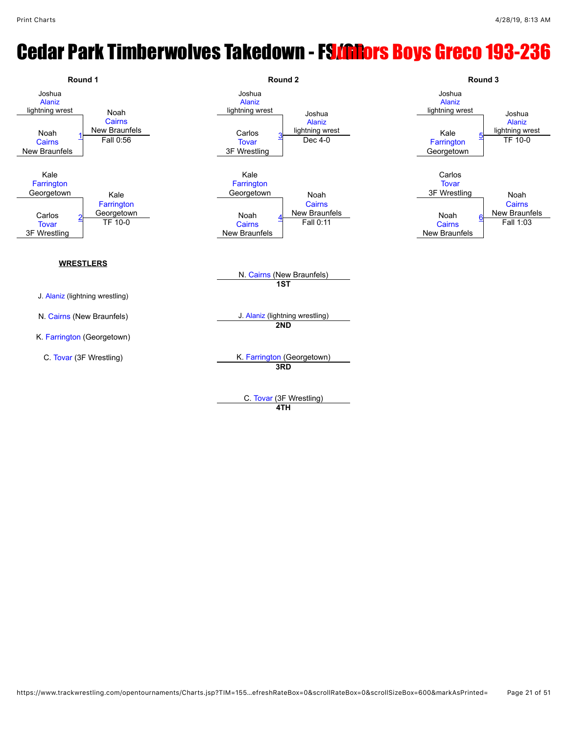# Cedar Park Timberwolves Takedown - FS/GR Juniors Boys Greco 193-236

## Round 1

| Bout | Wrestler 1 | Wrestler 2 | Winner | Result |
|---|---|---|---|---|
| 1 | Joshua Alaniz (lightning wrest) | Noah Cairns (New Braunfels) | Noah Cairns (New Braunfels) | Fall 0:56 |
| 2 | Kale Farrington (Georgetown) | Carlos Tovar (3F Wrestling) | Kale Farrington (Georgetown) | TF 10-0 |

## Round 2

| Bout | Wrestler 1 | Wrestler 2 | Winner | Result |
|---|---|---|---|---|
| 3 | Joshua Alaniz (lightning wrest) | Carlos Tovar (3F Wrestling) | Joshua Alaniz (lightning wrest) | Dec 4-0 |
| 4 | Kale Farrington (Georgetown) | Noah Cairns (New Braunfels) | Noah Cairns (New Braunfels) | Fall 0:11 |

## Round 3

| Bout | Wrestler 1 | Wrestler 2 | Winner | Result |
|---|---|---|---|---|
| 5 | Joshua Alaniz (lightning wrest) | Kale Farrington (Georgetown) | Joshua Alaniz (lightning wrest) | TF 10-0 |
| 6 | Carlos Tovar (3F Wrestling) | Noah Cairns (New Braunfels) | Noah Cairns (New Braunfels) | Fall 1:03 |

**WRESTLERS**

- J. Alaniz (lightning wrestling)
- N. Cairns (New Braunfels)
- K. Farrington (Georgetown)
- C. Tovar (3F Wrestling)

**Placings**

- **1ST**: N. Cairns (New Braunfels)
- **2ND**: J. Alaniz (lightning wrestling)
- **3RD**: K. Farrington (Georgetown)
- **4TH**: C. Tovar (3F Wrestling)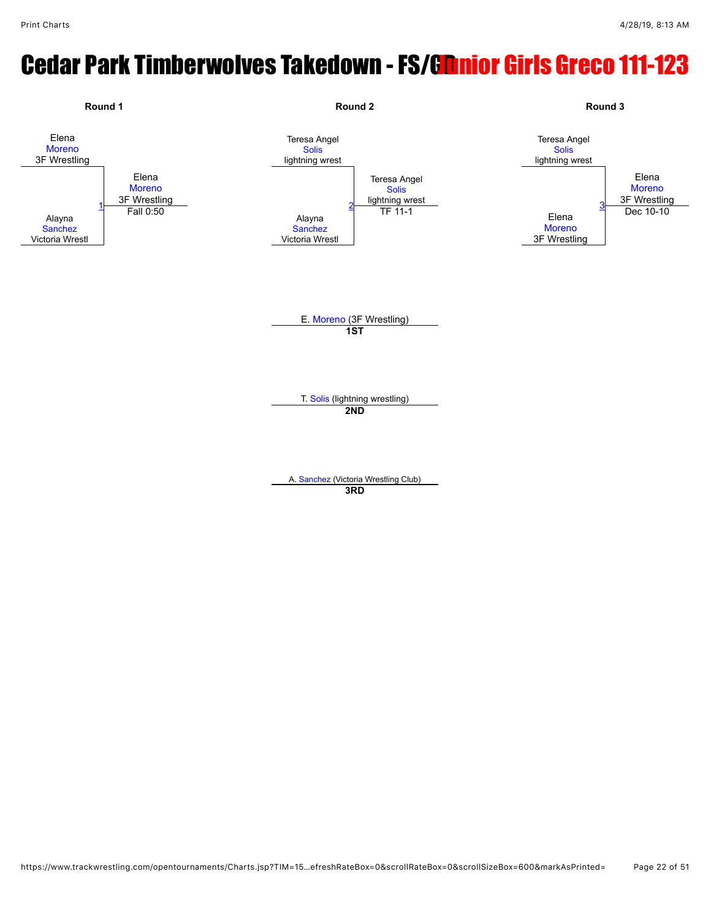# Cedar Park Timberwolves Takedown - FS/GR Junior Girls Greco 111-123

### Round 1

Elena Moreno, 3F Wrestling
vs.
Alayna Sanchez, Victoria Wrestl

Match 1 — Winner: Elena Moreno, 3F Wrestling — Fall 0:50

### Round 2

Teresa Angel Solis, lightning wrest
vs.
Alayna Sanchez, Victoria Wrestl

Match 2 — Winner: Teresa Angel Solis, lightning wrest — TF 11-1

### Round 3

Teresa Angel Solis, lightning wrest
vs.
Elena Moreno, 3F Wrestling

Match 3 — Winner: Elena Moreno, 3F Wrestling — Dec 10-10

### Placements

**1ST**: E. Moreno (3F Wrestling)

**2ND**: T. Solis (lightning wrestling)

**3RD**: A. Sanchez (Victoria Wrestling Club)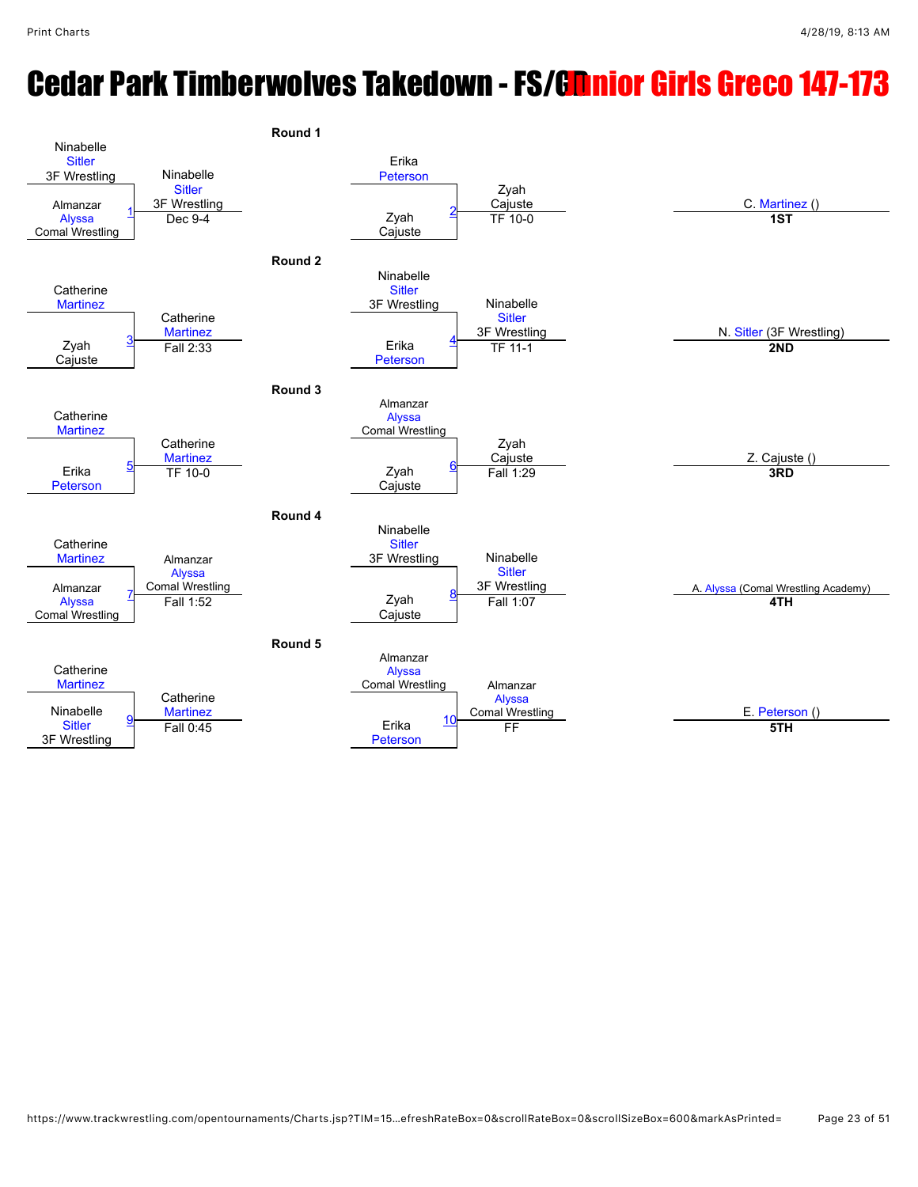# Cedar Park Timberwolves Takedown - FS/GR Junior Girls Greco 147-173

## Round 1

| Bout | Wrestler 1 | Wrestler 2 | Winner | Result |
|---|---|---|---|---|
| 1 | Ninabelle Sitler (3F Wrestling) | Almanzar Alyssa (Comal Wrestling) | Ninabelle Sitler (3F Wrestling) | Dec 9-4 |
| 2 | Erika Peterson | Zyah Cajuste | Zyah Cajuste | TF 10-0 |

## Round 2

| Bout | Wrestler 1 | Wrestler 2 | Winner | Result |
|---|---|---|---|---|
| 3 | Catherine Martinez | Zyah Cajuste | Catherine Martinez | Fall 2:33 |
| 4 | Ninabelle Sitler (3F Wrestling) | Erika Peterson | Ninabelle Sitler (3F Wrestling) | TF 11-1 |

## Round 3

| Bout | Wrestler 1 | Wrestler 2 | Winner | Result |
|---|---|---|---|---|
| 5 | Catherine Martinez | Erika Peterson | Catherine Martinez | TF 10-0 |
| 6 | Almanzar Alyssa (Comal Wrestling) | Zyah Cajuste | Zyah Cajuste | Fall 1:29 |

## Round 4

| Bout | Wrestler 1 | Wrestler 2 | Winner | Result |
|---|---|---|---|---|
| 7 | Catherine Martinez | Almanzar Alyssa (Comal Wrestling) | Almanzar Alyssa (Comal Wrestling) | Fall 1:52 |
| 8 | Ninabelle Sitler (3F Wrestling) | Zyah Cajuste | Ninabelle Sitler (3F Wrestling) | Fall 1:07 |

## Round 5

| Bout | Wrestler 1 | Wrestler 2 | Winner | Result |
|---|---|---|---|---|
| 9 | Catherine Martinez | Ninabelle Sitler (3F Wrestling) | Catherine Martinez | Fall 0:45 |
| 10 | Almanzar Alyssa (Comal Wrestling) | Erika Peterson | Almanzar Alyssa (Comal Wrestling) | FF |

## Placements

| Place | Wrestler |
|---|---|
| **1ST** | C. Martinez () |
| **2ND** | N. Sitler (3F Wrestling) |
| **3RD** | Z. Cajuste () |
| **4TH** | A. Alyssa (Comal Wrestling Academy) |
| **5TH** | E. Peterson () |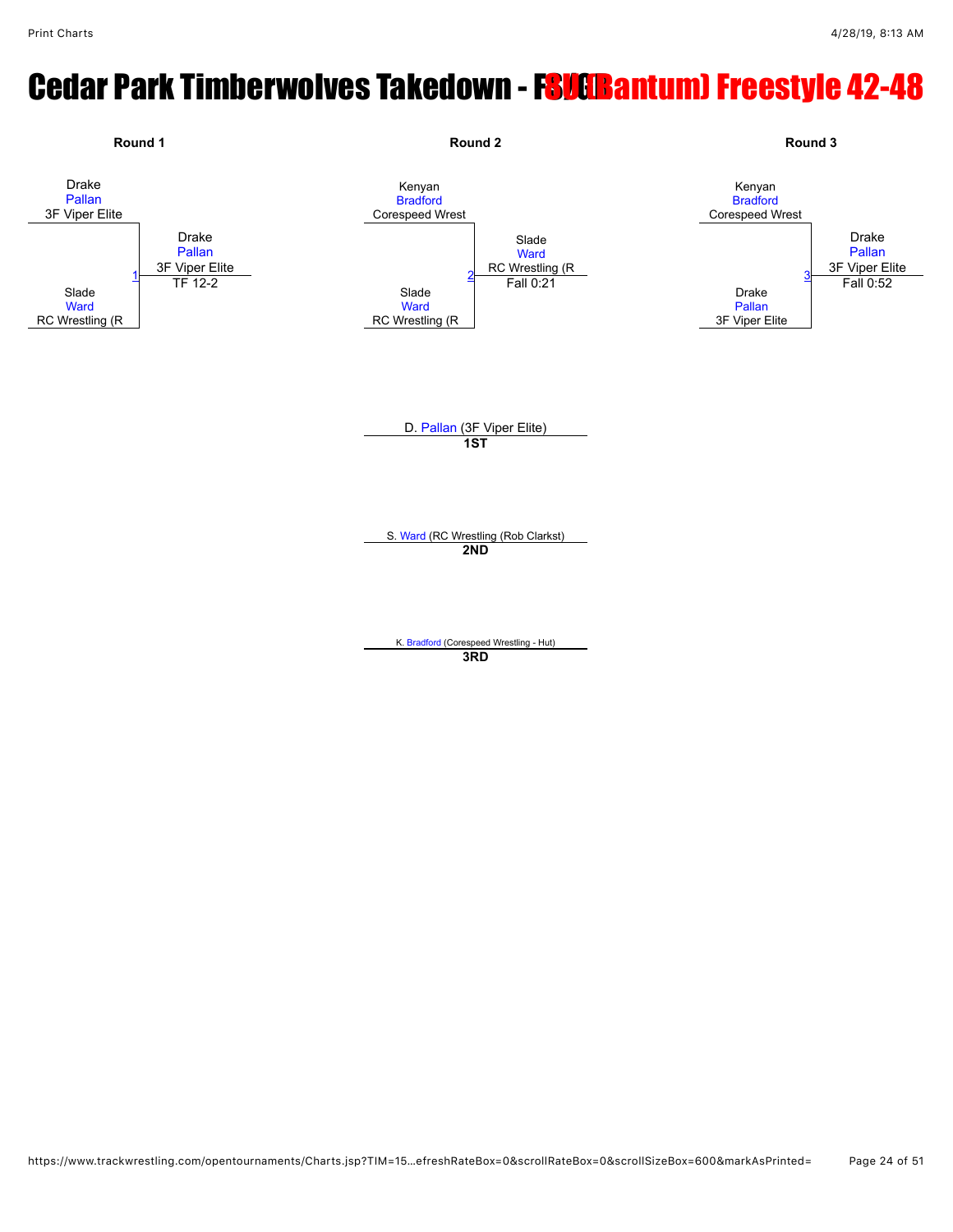# Cedar Park Timberwolves Takedown - 8U (Bantum) Freestyle 42-48

### Round 1

Drake Pallan, 3F Viper Elite
vs
Slade Ward, RC Wrestling (R

Match 1 — Winner: Drake Pallan, 3F Viper Elite — TF 12-2

### Round 2

Kenyan Bradford, Corespeed Wrest
vs
Slade Ward, RC Wrestling (R

Match 2 — Winner: Slade Ward, RC Wrestling (R — Fall 0:21

### Round 3

Kenyan Bradford, Corespeed Wrest
vs
Drake Pallan, 3F Viper Elite

Match 3 — Winner: Drake Pallan, 3F Viper Elite — Fall 0:52

**1ST:** D. Pallan (3F Viper Elite)

**2ND:** S. Ward (RC Wrestling (Rob Clarkst)

**3RD:** K. Bradford (Corespeed Wrestling - Hut)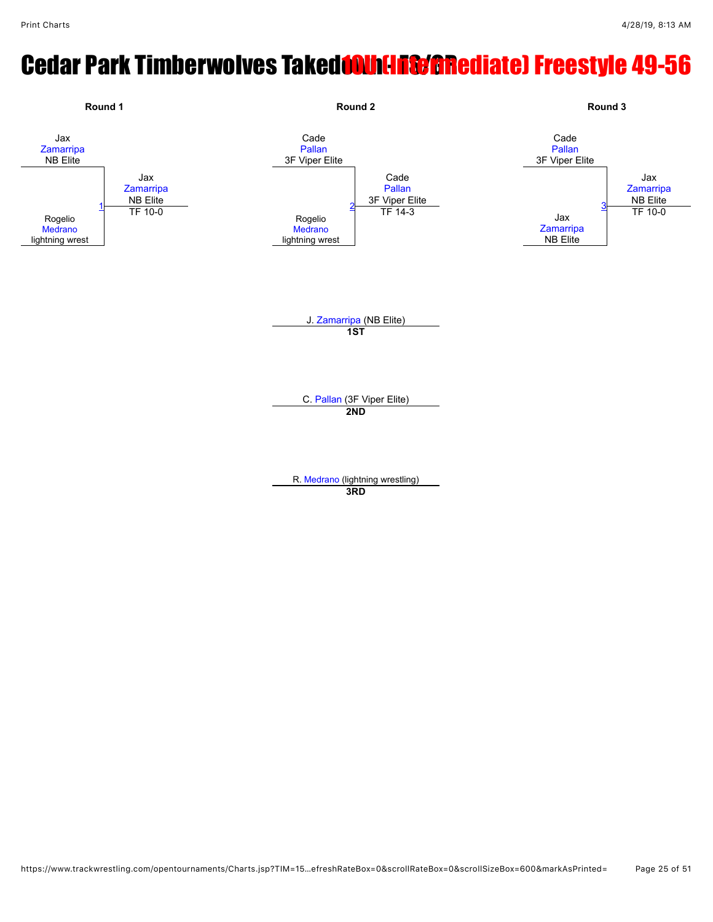# Cedar Park Timberwolves Takedown - T&C 10U (Intermediate) Freestyle 49-56

## Round 1

Jax Zamarripa, NB Elite
vs.
Rogelio Medrano, lightning wrest

Match 1 Winner: Jax Zamarripa, NB Elite — TF 10-0

## Round 2

Cade Pallan, 3F Viper Elite
vs.
Rogelio Medrano, lightning wrest

Match 2 Winner: Cade Pallan, 3F Viper Elite — TF 14-3

## Round 3

Cade Pallan, 3F Viper Elite
vs.
Jax Zamarripa, NB Elite

Match 3 Winner: Jax Zamarripa, NB Elite — TF 10-0

## Placements

J. Zamarripa (NB Elite)
**1ST**

C. Pallan (3F Viper Elite)
**2ND**

R. Medrano (lightning wrestling)
**3RD**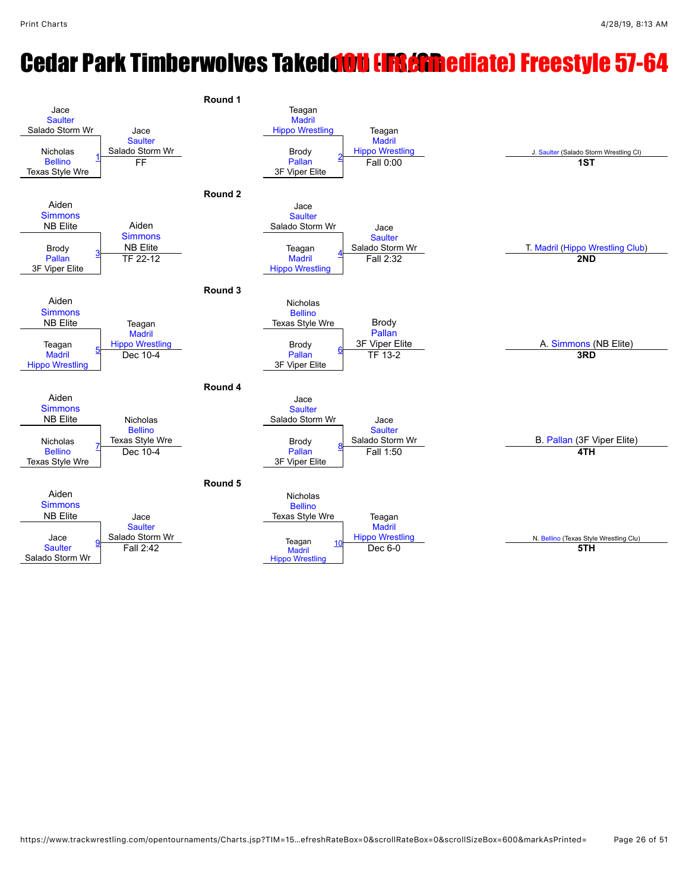# Cedar Park Timberwolves Takedown - 10U (Intermediate) Freestyle 57-64

## Round 1

| Match | Wrestler 1 | Wrestler 2 | Winner | Result |
|---|---|---|---|---|
| 1 | Jace Saulter (Salado Storm Wr) | Nicholas Bellino (Texas Style Wre) | Jace Saulter (Salado Storm Wr) | FF |
| 2 | Teagan Madril (Hippo Wrestling) | Brody Pallan (3F Viper Elite) | Teagan Madril (Hippo Wrestling) | Fall 0:00 |

## Round 2

| Match | Wrestler 1 | Wrestler 2 | Winner | Result |
|---|---|---|---|---|
| 3 | Aiden Simmons (NB Elite) | Brody Pallan (3F Viper Elite) | Aiden Simmons (NB Elite) | TF 22-12 |
| 4 | Jace Saulter (Salado Storm Wr) | Teagan Madril (Hippo Wrestling) | Jace Saulter (Salado Storm Wr) | Fall 2:32 |

## Round 3

| Match | Wrestler 1 | Wrestler 2 | Winner | Result |
|---|---|---|---|---|
| 5 | Aiden Simmons (NB Elite) | Teagan Madril (Hippo Wrestling) | Teagan Madril (Hippo Wrestling) | Dec 10-4 |
| 6 | Nicholas Bellino (Texas Style Wre) | Brody Pallan (3F Viper Elite) | Brody Pallan (3F Viper Elite) | TF 13-2 |

## Round 4

| Match | Wrestler 1 | Wrestler 2 | Winner | Result |
|---|---|---|---|---|
| 7 | Aiden Simmons (NB Elite) | Nicholas Bellino (Texas Style Wre) | Nicholas Bellino (Texas Style Wre) | Dec 10-4 |
| 8 | Jace Saulter (Salado Storm Wr) | Brody Pallan (3F Viper Elite) | Jace Saulter (Salado Storm Wr) | Fall 1:50 |

## Round 5

| Match | Wrestler 1 | Wrestler 2 | Winner | Result |
|---|---|---|---|---|
| 9 | Aiden Simmons (NB Elite) | Jace Saulter (Salado Storm Wr) | Jace Saulter (Salado Storm Wr) | Fall 2:42 |
| 10 | Nicholas Bellino (Texas Style Wre) | Teagan Madril (Hippo Wrestling) | Teagan Madril (Hippo Wrestling) | Dec 6-0 |

## Placings

| Place | Wrestler |
|---|---|
| 1ST | J. Saulter (Salado Storm Wrestling Cl) |
| 2ND | T. Madril (Hippo Wrestling Club) |
| 3RD | A. Simmons (NB Elite) |
| 4TH | B. Pallan (3F Viper Elite) |
| 5TH | N. Bellino (Texas Style Wrestling Clu) |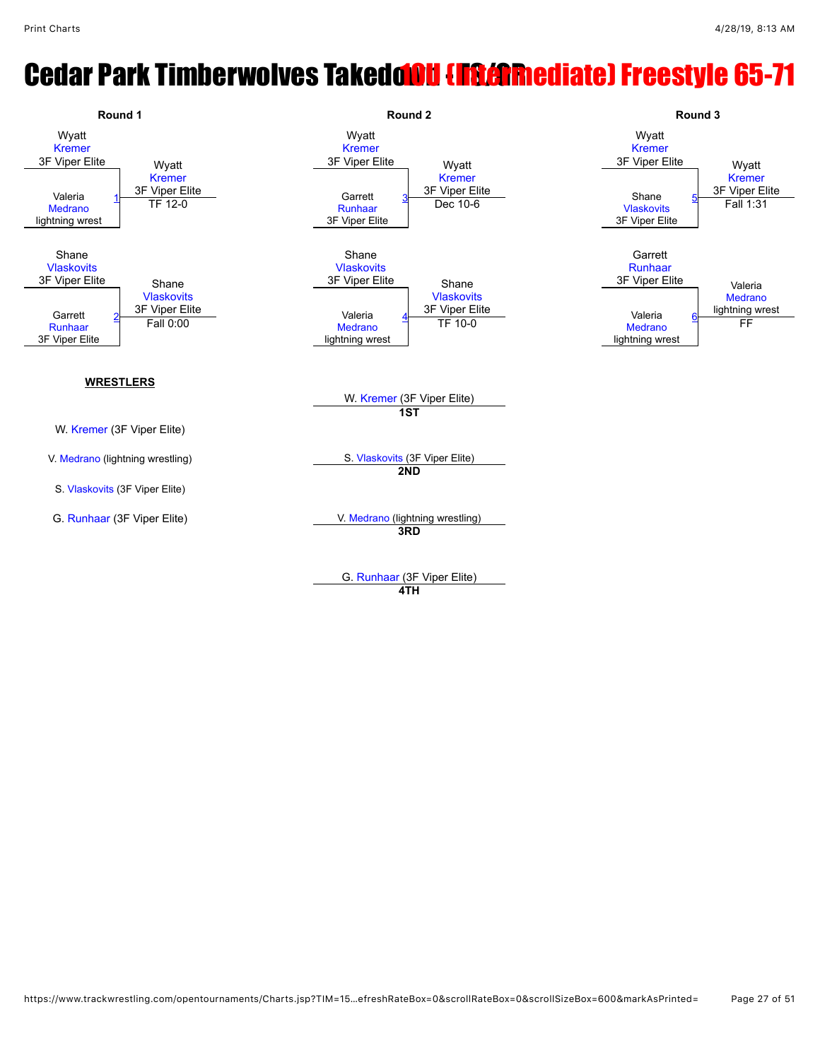# Cedar Park Timberwolves Takedown - 10U (Intermediate) Freestyle 65-71

## Round 1

Match 1: Wyatt Kremer (3F Viper Elite) vs Valeria Medrano (lightning wrest) — Winner: Wyatt Kremer (3F Viper Elite), TF 12-0

Match 2: Shane Vlaskovits (3F Viper Elite) vs Garrett Runhaar (3F Viper Elite) — Winner: Shane Vlaskovits (3F Viper Elite), Fall 0:00

## Round 2

Match 3: Wyatt Kremer (3F Viper Elite) vs Garrett Runhaar (3F Viper Elite) — Winner: Wyatt Kremer (3F Viper Elite), Dec 10-6

Match 4: Shane Vlaskovits (3F Viper Elite) vs Valeria Medrano (lightning wrest) — Winner: Shane Vlaskovits (3F Viper Elite), TF 10-0

## Round 3

Match 5: Wyatt Kremer (3F Viper Elite) vs Shane Vlaskovits (3F Viper Elite) — Winner: Wyatt Kremer (3F Viper Elite), Fall 1:31

Match 6: Garrett Runhaar (3F Viper Elite) vs Valeria Medrano (lightning wrest) — Winner: Valeria Medrano (lightning wrest), FF

## WRESTLERS

- W. Kremer (3F Viper Elite)
- V. Medrano (lightning wrestling)
- S. Vlaskovits (3F Viper Elite)
- G. Runhaar (3F Viper Elite)

## Placements

| Place | Wrestler |
|---|---|
| 1ST | W. Kremer (3F Viper Elite) |
| 2ND | S. Vlaskovits (3F Viper Elite) |
| 3RD | V. Medrano (lightning wrestling) |
| 4TH | G. Runhaar (3F Viper Elite) |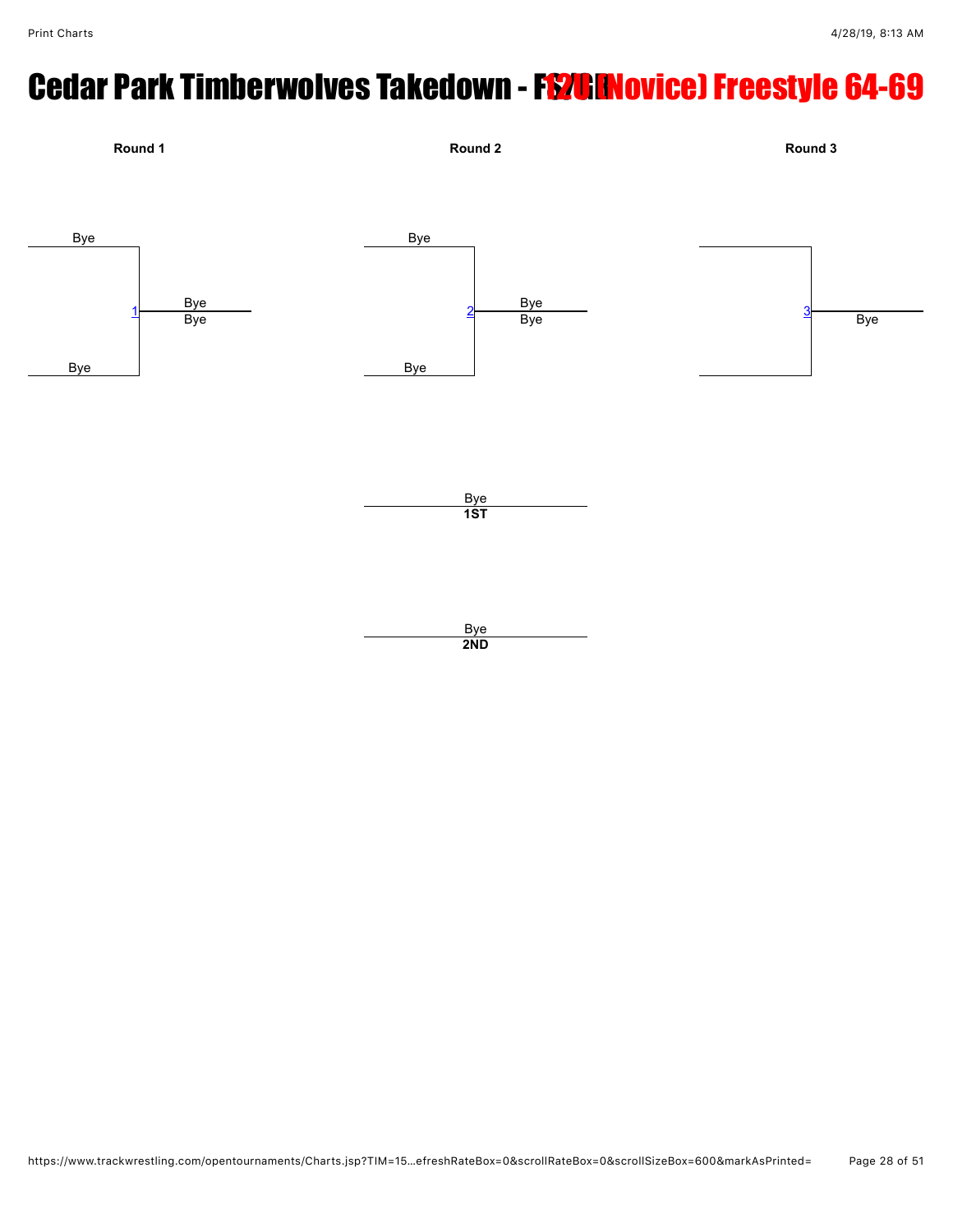# Cedar Park Timberwolves Takedown - FS 12U (Novice) Freestyle 64-69

**Round 1**

Bye

1 — Bye / Bye

Bye

**Round 2**

Bye

2 — Bye / Bye

Bye

**Round 3**

3 — Bye

Bye
**1ST**

Bye
**2ND**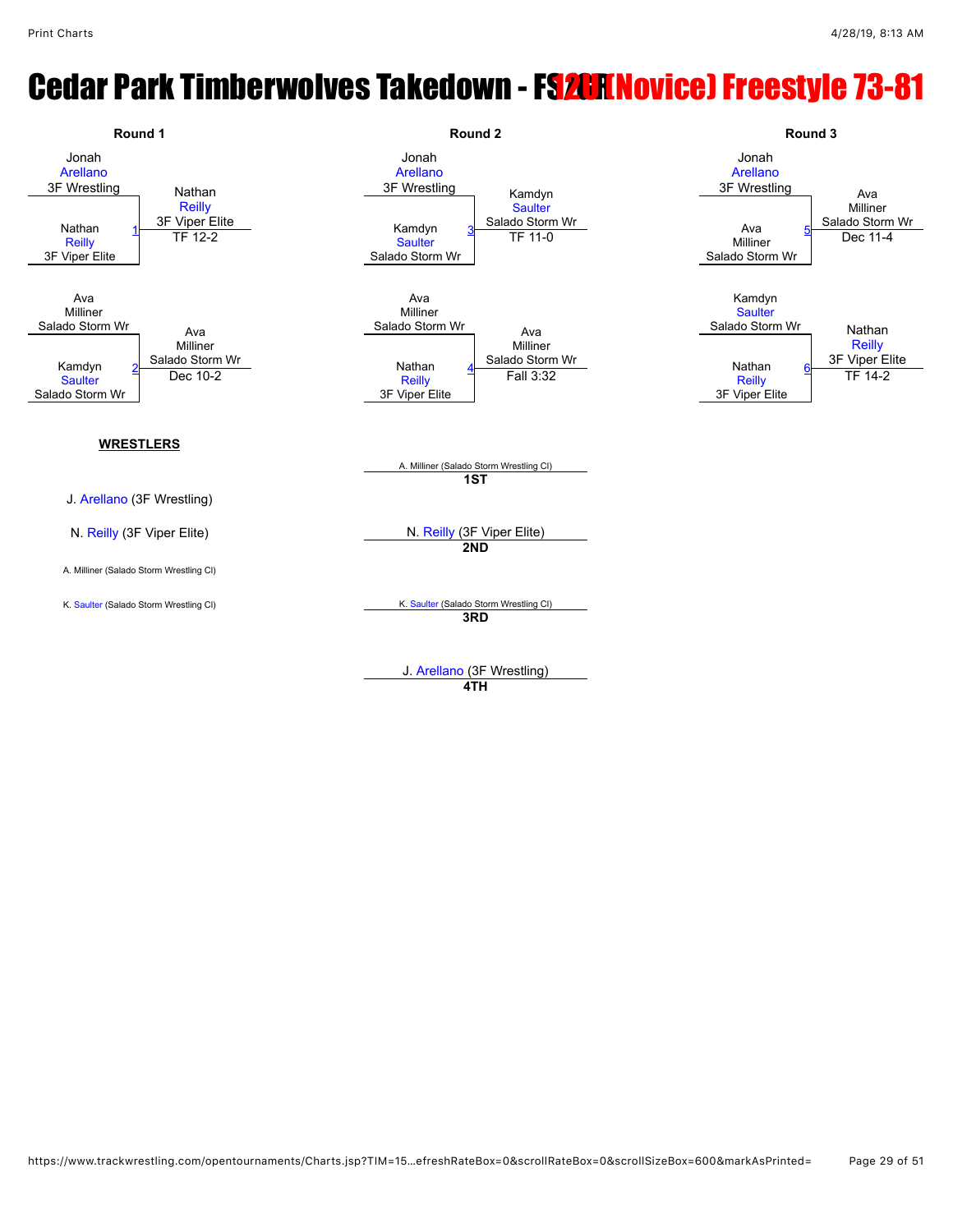# Cedar Park Timberwolves Takedown - FS 12U (Novice) Freestyle 73-81

## Round 1

| Match | Wrestler 1 | Wrestler 2 | Winner | Result |
|---|---|---|---|---|
| 1 | Jonah Arellano (3F Wrestling) | Nathan Reilly (3F Viper Elite) | Nathan Reilly (3F Viper Elite) | TF 12-2 |
| 2 | Ava Milliner (Salado Storm Wr) | Kamdyn Saulter (Salado Storm Wr) | Ava Milliner (Salado Storm Wr) | Dec 10-2 |

## Round 2

| Match | Wrestler 1 | Wrestler 2 | Winner | Result |
|---|---|---|---|---|
| 3 | Jonah Arellano (3F Wrestling) | Kamdyn Saulter (Salado Storm Wr) | Kamdyn Saulter (Salado Storm Wr) | TF 11-0 |
| 4 | Ava Milliner (Salado Storm Wr) | Nathan Reilly (3F Viper Elite) | Ava Milliner (Salado Storm Wr) | Fall 3:32 |

## Round 3

| Match | Wrestler 1 | Wrestler 2 | Winner | Result |
|---|---|---|---|---|
| 5 | Jonah Arellano (3F Wrestling) | Ava Milliner (Salado Storm Wr) | Ava Milliner (Salado Storm Wr) | Dec 11-4 |
| 6 | Kamdyn Saulter (Salado Storm Wr) | Nathan Reilly (3F Viper Elite) | Nathan Reilly (3F Viper Elite) | TF 14-2 |

## WRESTLERS

- J. Arellano (3F Wrestling)
- N. Reilly (3F Viper Elite)
- A. Milliner (Salado Storm Wrestling Cl)
- K. Saulter (Salado Storm Wrestling Cl)

## Placings

- **1ST**: A. Milliner (Salado Storm Wrestling Cl)
- **2ND**: N. Reilly (3F Viper Elite)
- **3RD**: K. Saulter (Salado Storm Wrestling Cl)
- **4TH**: J. Arellano (3F Wrestling)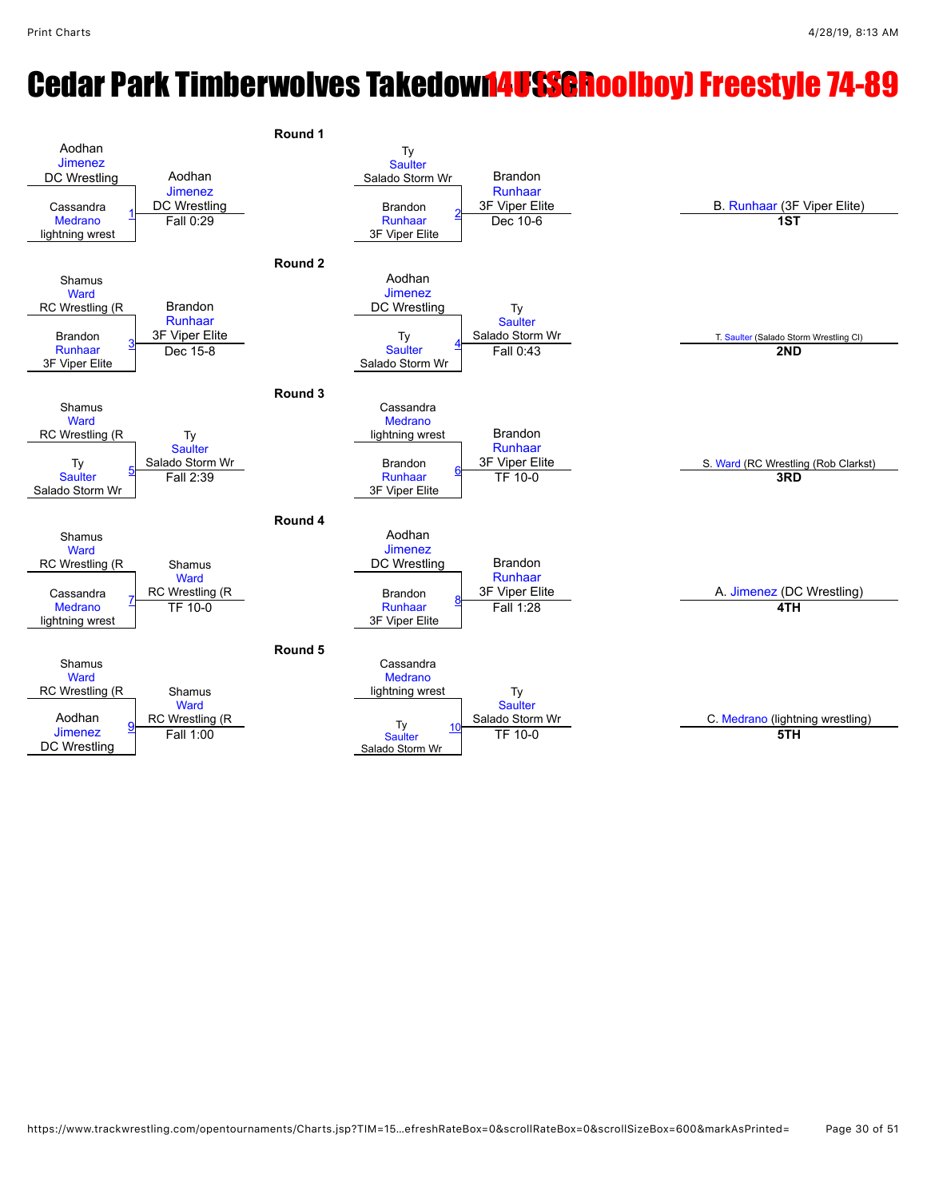# Cedar Park Timberwolves Takedown 14U (Schoolboy) Freestyle 74-89

## Round 1

| Match | Wrestler 1 | Wrestler 2 | Winner | Result |
|---|---|---|---|---|
| 1 | Aodhan Jimenez (DC Wrestling) | Cassandra Medrano (lightning wrest) | Aodhan Jimenez (DC Wrestling) | Fall 0:29 |
| 2 | Ty Saulter (Salado Storm Wr) | Brandon Runhaar (3F Viper Elite) | Brandon Runhaar (3F Viper Elite) | Dec 10-6 |

## Round 2

| Match | Wrestler 1 | Wrestler 2 | Winner | Result |
|---|---|---|---|---|
| 3 | Shamus Ward (RC Wrestling (R) | Brandon Runhaar (3F Viper Elite) | Brandon Runhaar (3F Viper Elite) | Dec 15-8 |
| 4 | Aodhan Jimenez (DC Wrestling) | Ty Saulter (Salado Storm Wr) | Ty Saulter (Salado Storm Wr) | Fall 0:43 |

## Round 3

| Match | Wrestler 1 | Wrestler 2 | Winner | Result |
|---|---|---|---|---|
| 5 | Shamus Ward (RC Wrestling (R) | Ty Saulter (Salado Storm Wr) | Ty Saulter (Salado Storm Wr) | Fall 2:39 |
| 6 | Cassandra Medrano (lightning wrest) | Brandon Runhaar (3F Viper Elite) | Brandon Runhaar (3F Viper Elite) | TF 10-0 |

## Round 4

| Match | Wrestler 1 | Wrestler 2 | Winner | Result |
|---|---|---|---|---|
| 7 | Shamus Ward (RC Wrestling (R) | Cassandra Medrano (lightning wrest) | Shamus Ward (RC Wrestling (R) | TF 10-0 |
| 8 | Aodhan Jimenez (DC Wrestling) | Brandon Runhaar (3F Viper Elite) | Brandon Runhaar (3F Viper Elite) | Fall 1:28 |

## Round 5

| Match | Wrestler 1 | Wrestler 2 | Winner | Result |
|---|---|---|---|---|
| 9 | Shamus Ward (RC Wrestling (R) | Aodhan Jimenez (DC Wrestling) | Shamus Ward (RC Wrestling (R) | Fall 1:00 |
| 10 | Cassandra Medrano (lightning wrest) | Ty Saulter (Salado Storm Wr) | Ty Saulter (Salado Storm Wr) | TF 10-0 |

## Placements

| Place | Wrestler |
|---|---|
| 1ST | B. Runhaar (3F Viper Elite) |
| 2ND | T. Saulter (Salado Storm Wrestling Cl) |
| 3RD | S. Ward (RC Wrestling (Rob Clarkst) |
| 4TH | A. Jimenez (DC Wrestling) |
| 5TH | C. Medrano (lightning wrestling) |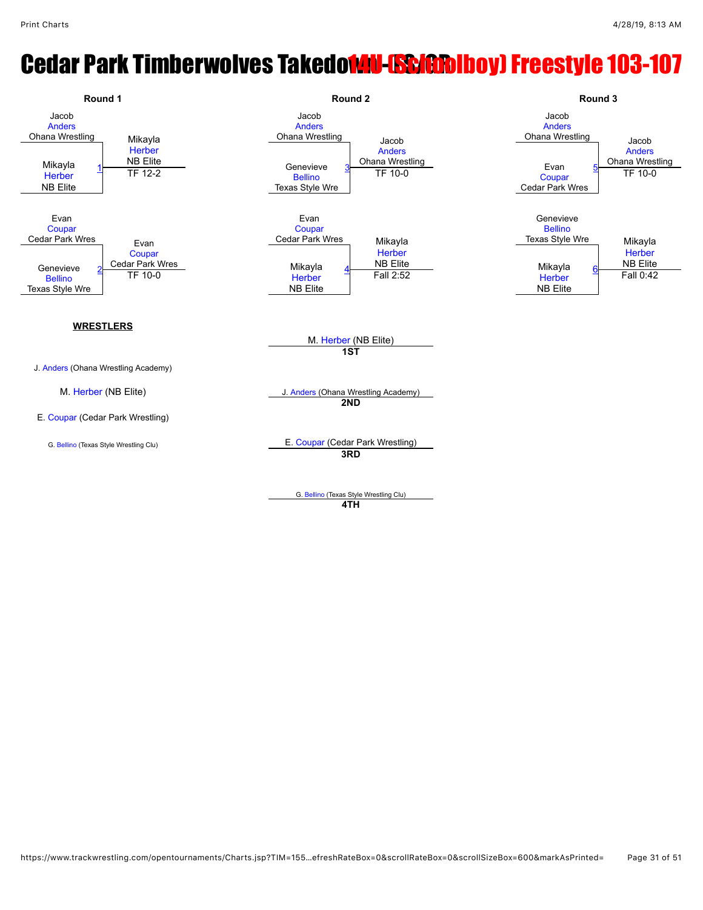# Cedar Park Timberwolves Takedown - 14U (Schoolboy) Freestyle 103-107

## Round 1

| Match | Wrestler 1 | Wrestler 2 | Winner | Result |
|---|---|---|---|---|
| 1 | Jacob Anders (Ohana Wrestling) | Mikayla Herber (NB Elite) | Mikayla Herber (NB Elite) | TF 12-2 |
| 2 | Evan Coupar (Cedar Park Wres) | Genevieve Bellino (Texas Style Wre) | Evan Coupar (Cedar Park Wres) | TF 10-0 |

## Round 2

| Match | Wrestler 1 | Wrestler 2 | Winner | Result |
|---|---|---|---|---|
| 3 | Jacob Anders (Ohana Wrestling) | Genevieve Bellino (Texas Style Wre) | Jacob Anders (Ohana Wrestling) | TF 10-0 |
| 4 | Evan Coupar (Cedar Park Wres) | Mikayla Herber (NB Elite) | Mikayla Herber (NB Elite) | Fall 2:52 |

## Round 3

| Match | Wrestler 1 | Wrestler 2 | Winner | Result |
|---|---|---|---|---|
| 5 | Jacob Anders (Ohana Wrestling) | Evan Coupar (Cedar Park Wres) | Jacob Anders (Ohana Wrestling) | TF 10-0 |
| 6 | Genevieve Bellino (Texas Style Wre) | Mikayla Herber (NB Elite) | Mikayla Herber (NB Elite) | Fall 0:42 |

**WRESTLERS**

- J. Anders (Ohana Wrestling Academy)
- M. Herber (NB Elite)
- E. Coupar (Cedar Park Wrestling)
- G. Bellino (Texas Style Wrestling Clu)

## Placements

- **1ST**: M. Herber (NB Elite)
- **2ND**: J. Anders (Ohana Wrestling Academy)
- **3RD**: E. Coupar (Cedar Park Wrestling)
- **4TH**: G. Bellino (Texas Style Wrestling Clu)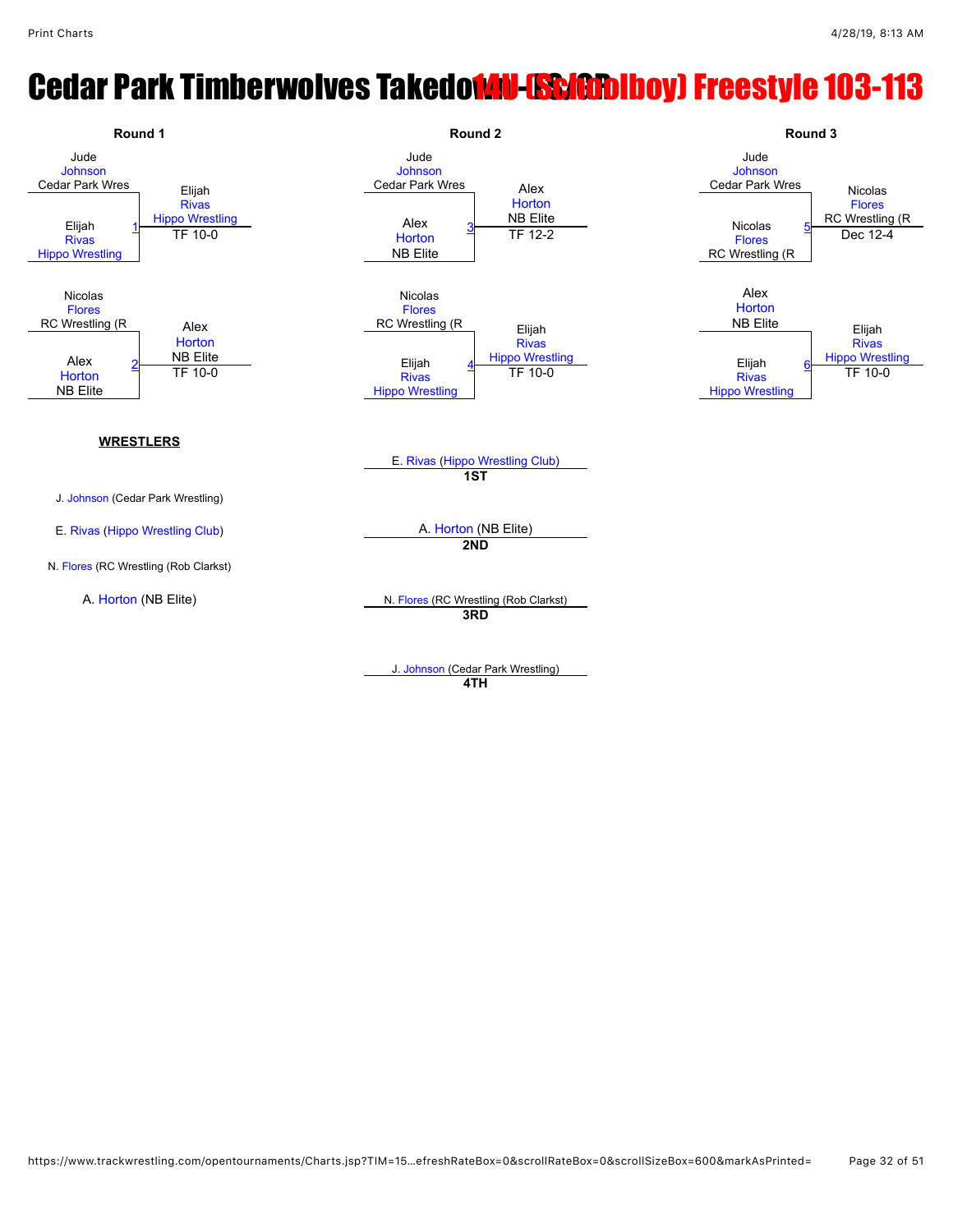# Cedar Park Timberwolves Takedown - (S/CR) 14U (Schoolboy) Freestyle 103-113

## Round 1

**Match 1**
- Jude Johnson (Cedar Park Wres)
- Elijah Rivas (Hippo Wrestling)
- Winner: Elijah Rivas (Hippo Wrestling) — TF 10-0

**Match 2**
- Nicolas Flores (RC Wrestling (R)
- Alex Horton (NB Elite)
- Winner: Alex Horton (NB Elite) — TF 10-0

## Round 2

**Match 3**
- Jude Johnson (Cedar Park Wres)
- Alex Horton (NB Elite)
- Winner: Alex Horton (NB Elite) — TF 12-2

**Match 4**
- Nicolas Flores (RC Wrestling (R)
- Elijah Rivas (Hippo Wrestling)
- Winner: Elijah Rivas (Hippo Wrestling) — TF 10-0

## Round 3

**Match 5**
- Jude Johnson (Cedar Park Wres)
- Nicolas Flores (RC Wrestling (R)
- Winner: Nicolas Flores (RC Wrestling (R) — Dec 12-4

**Match 6**
- Alex Horton (NB Elite)
- Elijah Rivas (Hippo Wrestling)
- Winner: Elijah Rivas (Hippo Wrestling) — TF 10-0

## WRESTLERS

- J. Johnson (Cedar Park Wrestling)
- E. Rivas (Hippo Wrestling Club)
- N. Flores (RC Wrestling (Rob Clarkst)
- A. Horton (NB Elite)

## Placements

- **1ST**: E. Rivas (Hippo Wrestling Club)
- **2ND**: A. Horton (NB Elite)
- **3RD**: N. Flores (RC Wrestling (Rob Clarkst)
- **4TH**: J. Johnson (Cedar Park Wrestling)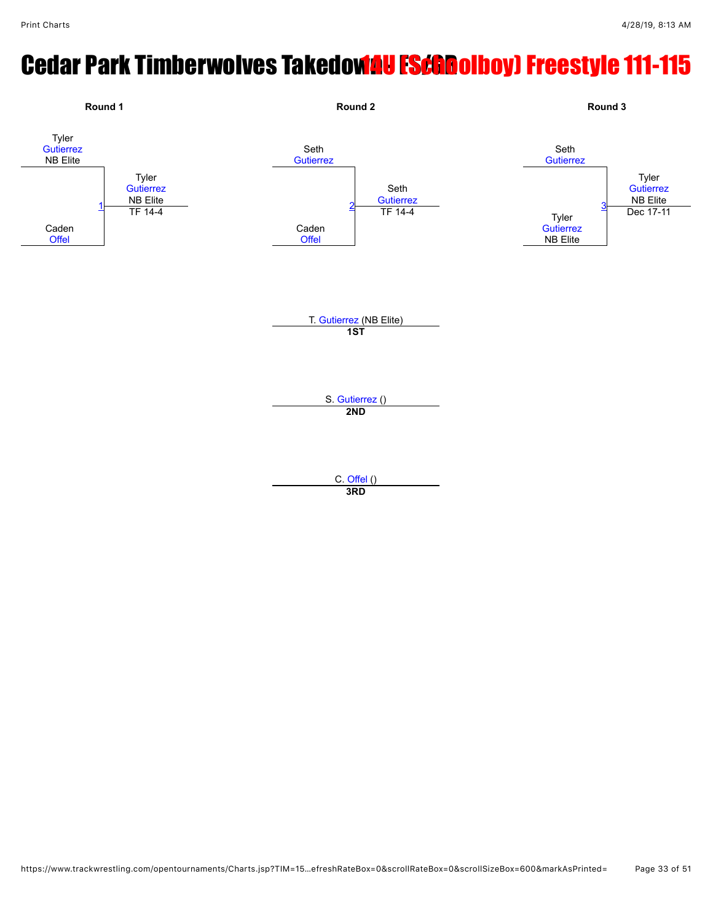# Cedar Park Timberwolves Takedown 14U (Schoolboy) Freestyle 111-115

## Round 1

Tyler Gutierrez NB Elite
vs.
Caden Offel

Match 1: Tyler Gutierrez NB Elite — TF 14-4

## Round 2

Seth Gutierrez
vs.
Caden Offel

Match 2: Seth Gutierrez — TF 14-4

## Round 3

Seth Gutierrez
vs.
Tyler Gutierrez NB Elite

Match 3: Tyler Gutierrez NB Elite — Dec 17-11

---

**1ST**: T. Gutierrez (NB Elite)

**2ND**: S. Gutierrez ()

**3RD**: C. Offel ()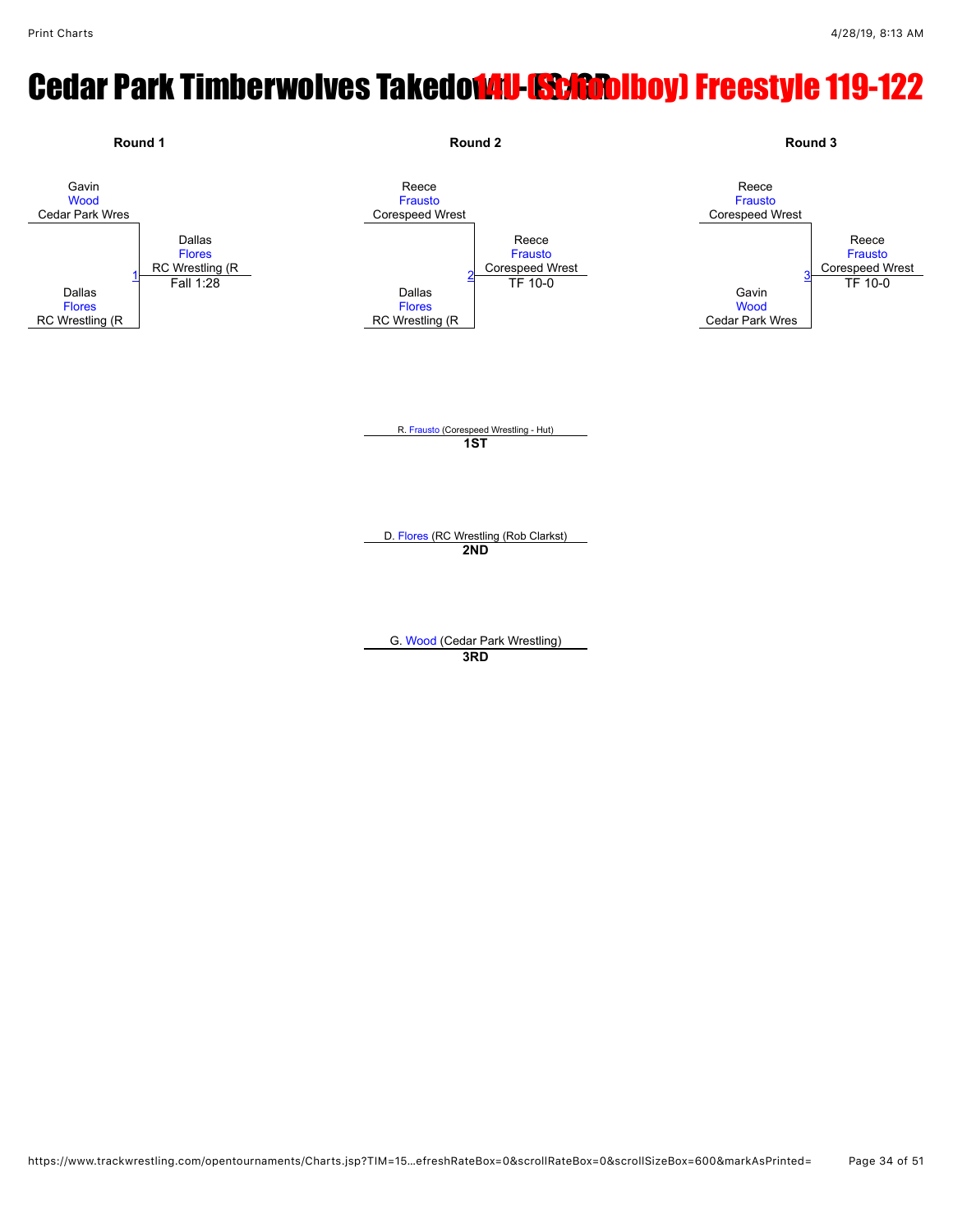# Cedar Park Timberwolves Takedown - (C&D) 14U (Schoolboy) Freestyle 119-122

## Round 1

Gavin Wood, Cedar Park Wres
vs.
Dallas Flores, RC Wrestling (R

Match 1 — Winner: Dallas Flores, RC Wrestling (R — Fall 1:28

## Round 2

Reece Frausto, Corespeed Wrest
vs.
Dallas Flores, RC Wrestling (R

Match 2 — Winner: Reece Frausto, Corespeed Wrest — TF 10-0

## Round 3

Reece Frausto, Corespeed Wrest
vs.
Gavin Wood, Cedar Park Wres

Match 3 — Winner: Reece Frausto, Corespeed Wrest — TF 10-0

## Placements

**1ST:** R. Frausto (Corespeed Wrestling - Hut)

**2ND:** D. Flores (RC Wrestling (Rob Clarkst)

**3RD:** G. Wood (Cedar Park Wrestling)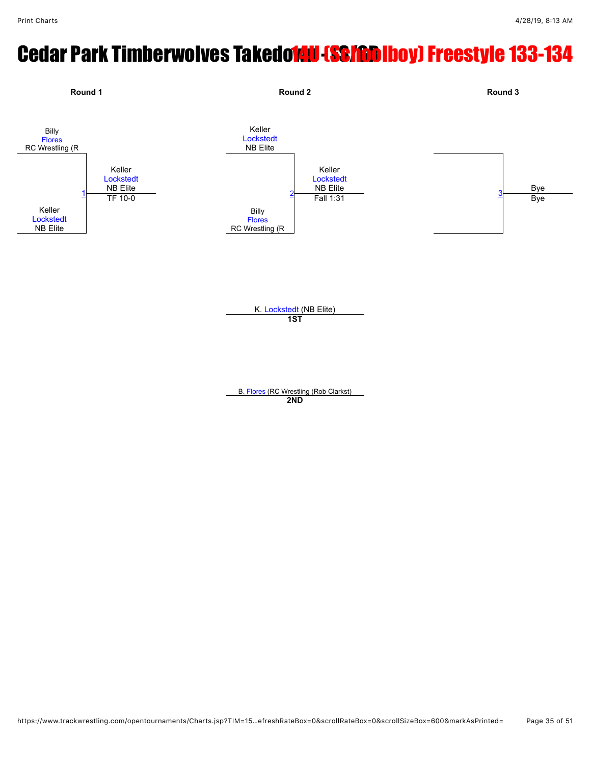# Cedar Park Timberwolves Takedown - SC/CB 14U (Schoolboy) Freestyle 133-134

## Round 1

Billy Flores, RC Wrestling (R

Keller Lockstedt, NB Elite

Match 1: Keller Lockstedt, NB Elite — TF 10-0

## Round 2

Keller Lockstedt, NB Elite

Billy Flores, RC Wrestling (R

Match 2: Keller Lockstedt, NB Elite — Fall 1:31

## Round 3

Match 3: Bye — Bye

---

**1ST:** K. Lockstedt (NB Elite)

**2ND:** B. Flores (RC Wrestling (Rob Clarkst)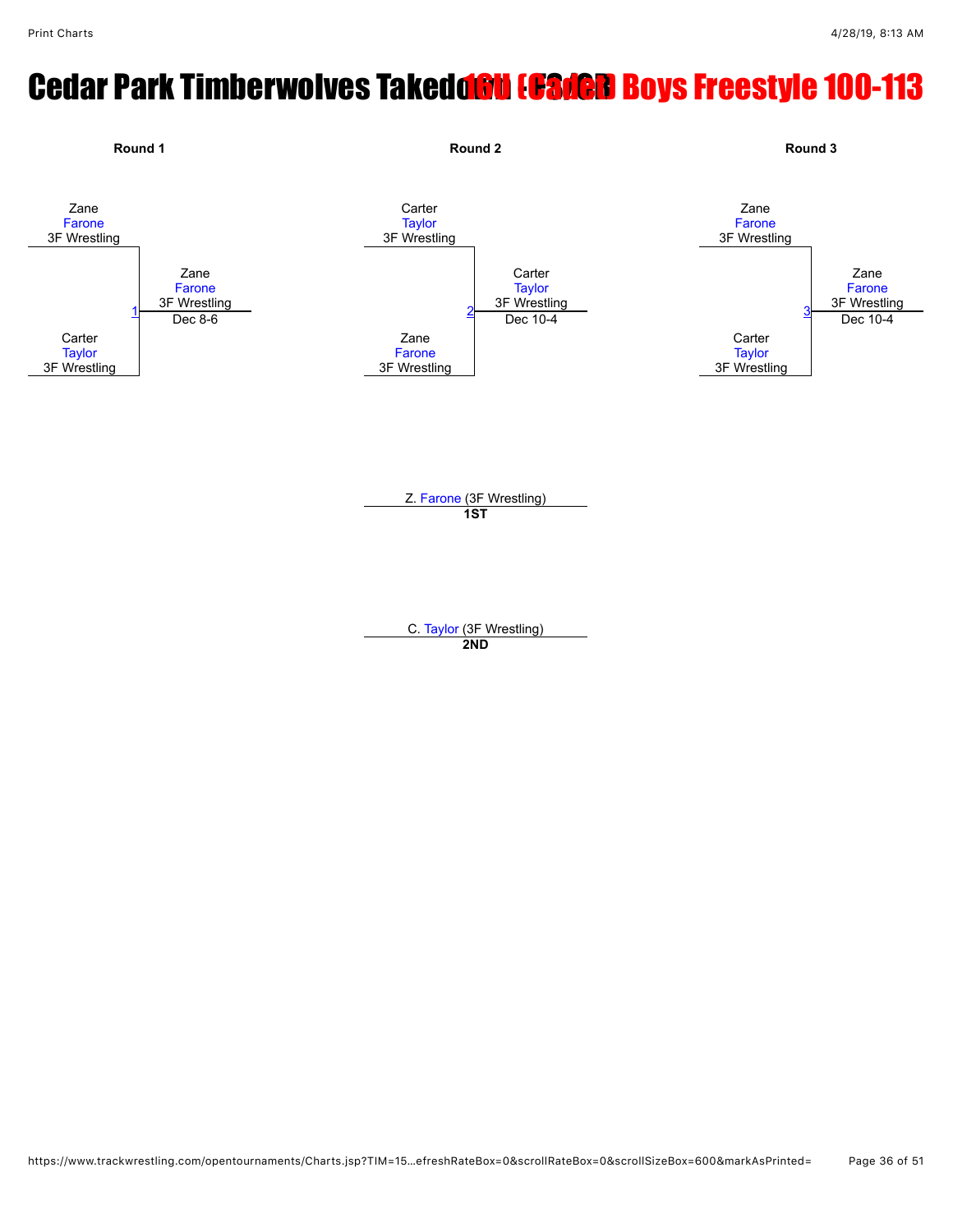# Cedar Park Timberwolves Takedown - 16U (Cadet) Boys Freestyle 100-113

### Round 1

Zane Farone, 3F Wrestling
vs.
Carter Taylor, 3F Wrestling

Match 1 — Winner: Zane Farone, 3F Wrestling — Dec 8-6

### Round 2

Carter Taylor, 3F Wrestling
vs.
Zane Farone, 3F Wrestling

Match 2 — Winner: Carter Taylor, 3F Wrestling — Dec 10-4

### Round 3

Zane Farone, 3F Wrestling
vs.
Carter Taylor, 3F Wrestling

Match 3 — Winner: Zane Farone, 3F Wrestling — Dec 10-4

---

Z. Farone (3F Wrestling)
**1ST**

C. Taylor (3F Wrestling)
**2ND**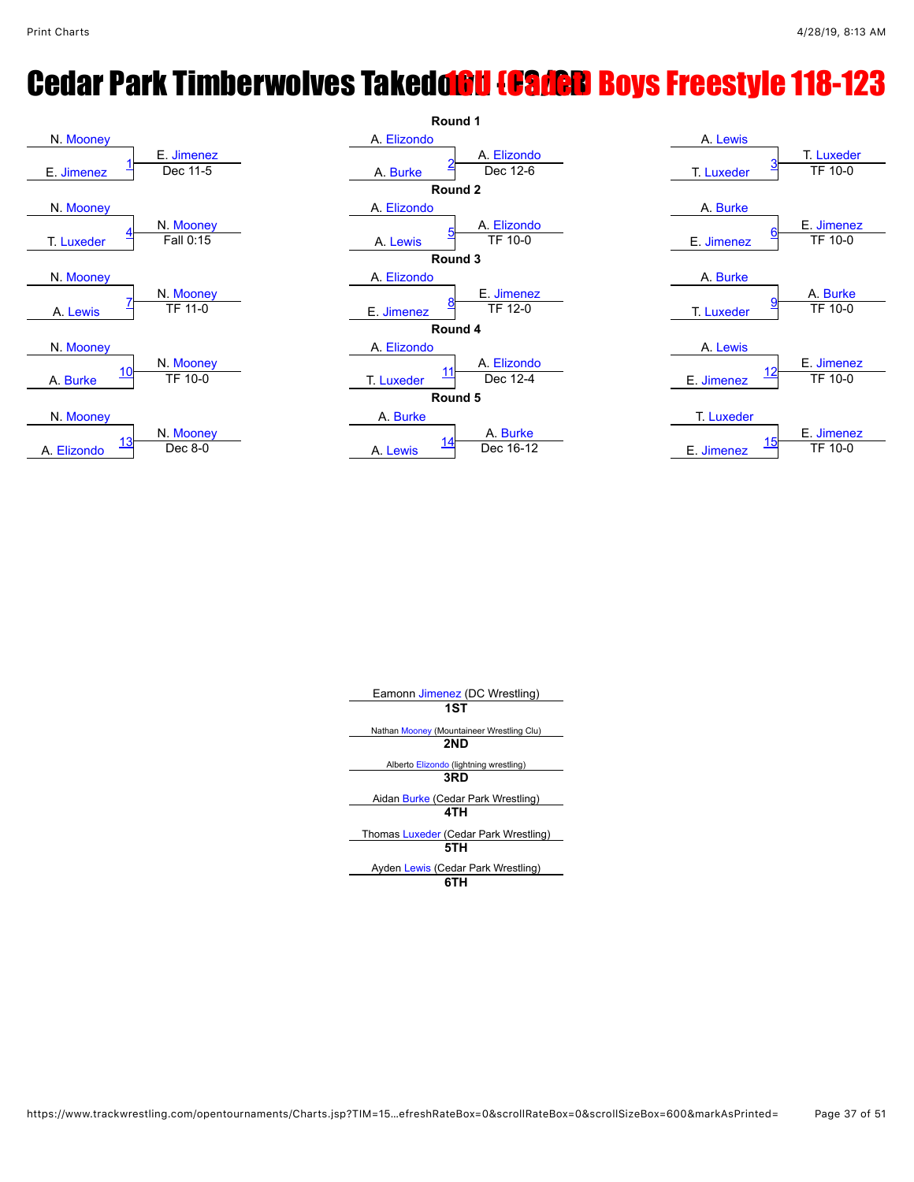# Cedar Park Timberwolves Takedown - 16U (Cadet) Boys Freestyle 118-123

## Round 1

| Match | Wrestler 1 | Wrestler 2 | Winner | Result |
|---|---|---|---|---|
| 1 | N. Mooney | E. Jimenez | E. Jimenez | Dec 11-5 |
| 2 | A. Elizondo | A. Burke | A. Elizondo | Dec 12-6 |
| 3 | A. Lewis | T. Luxeder | T. Luxeder | TF 10-0 |

## Round 2

| Match | Wrestler 1 | Wrestler 2 | Winner | Result |
|---|---|---|---|---|
| 4 | N. Mooney | T. Luxeder | N. Mooney | Fall 0:15 |
| 5 | A. Elizondo | A. Lewis | A. Elizondo | TF 10-0 |
| 6 | A. Burke | E. Jimenez | E. Jimenez | TF 10-0 |

## Round 3

| Match | Wrestler 1 | Wrestler 2 | Winner | Result |
|---|---|---|---|---|
| 7 | N. Mooney | A. Lewis | N. Mooney | TF 11-0 |
| 8 | A. Elizondo | E. Jimenez | E. Jimenez | TF 12-0 |
| 9 | A. Burke | T. Luxeder | A. Burke | TF 10-0 |

## Round 4

| Match | Wrestler 1 | Wrestler 2 | Winner | Result |
|---|---|---|---|---|
| 10 | N. Mooney | A. Burke | N. Mooney | TF 10-0 |
| 11 | A. Elizondo | T. Luxeder | A. Elizondo | Dec 12-4 |
| 12 | A. Lewis | E. Jimenez | E. Jimenez | TF 10-0 |

## Round 5

| Match | Wrestler 1 | Wrestler 2 | Winner | Result |
|---|---|---|---|---|
| 13 | N. Mooney | A. Elizondo | N. Mooney | Dec 8-0 |
| 14 | A. Burke | A. Lewis | A. Burke | Dec 16-12 |
| 15 | T. Luxeder | E. Jimenez | E. Jimenez | TF 10-0 |

## Placings

| Place | Wrestler |
|---|---|
| 1ST | Eamonn Jimenez (DC Wrestling) |
| 2ND | Nathan Mooney (Mountaineer Wrestling Clu) |
| 3RD | Alberto Elizondo (lightning wrestling) |
| 4TH | Aidan Burke (Cedar Park Wrestling) |
| 5TH | Thomas Luxeder (Cedar Park Wrestling) |
| 6TH | Ayden Lewis (Cedar Park Wrestling) |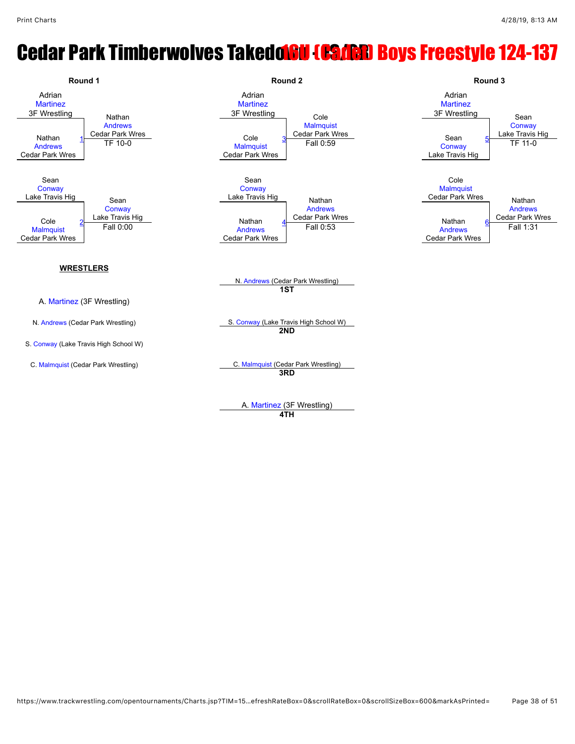# Cedar Park Timberwolves Takedown - 16U (Cadet) Boys Freestyle 124-137

## Round 1

**Match 1**
- Adrian Martinez (3F Wrestling)
- Nathan Andrews (Cedar Park Wres)
- Winner: Nathan Andrews (Cedar Park Wres) — TF 10-0

**Match 2**
- Sean Conway (Lake Travis Hig)
- Cole Malmquist (Cedar Park Wres)
- Winner: Sean Conway (Lake Travis Hig) — Fall 0:00

## Round 2

**Match 3**
- Adrian Martinez (3F Wrestling)
- Cole Malmquist (Cedar Park Wres)
- Winner: Cole Malmquist (Cedar Park Wres) — Fall 0:59

**Match 4**
- Sean Conway (Lake Travis Hig)
- Nathan Andrews (Cedar Park Wres)
- Winner: Nathan Andrews (Cedar Park Wres) — Fall 0:53

## Round 3

**Match 5**
- Adrian Martinez (3F Wrestling)
- Sean Conway (Lake Travis Hig)
- Winner: Sean Conway (Lake Travis Hig) — TF 11-0

**Match 6**
- Cole Malmquist (Cedar Park Wres)
- Nathan Andrews (Cedar Park Wres)
- Winner: Nathan Andrews (Cedar Park Wres) — Fall 1:31

## WRESTLERS

- A. Martinez (3F Wrestling)
- N. Andrews (Cedar Park Wrestling)
- S. Conway (Lake Travis High School W)
- C. Malmquist (Cedar Park Wrestling)

## Placements

| Place | Wrestler |
| --- | --- |
| 1ST | N. Andrews (Cedar Park Wrestling) |
| 2ND | S. Conway (Lake Travis High School W) |
| 3RD | C. Malmquist (Cedar Park Wrestling) |
| 4TH | A. Martinez (3F Wrestling) |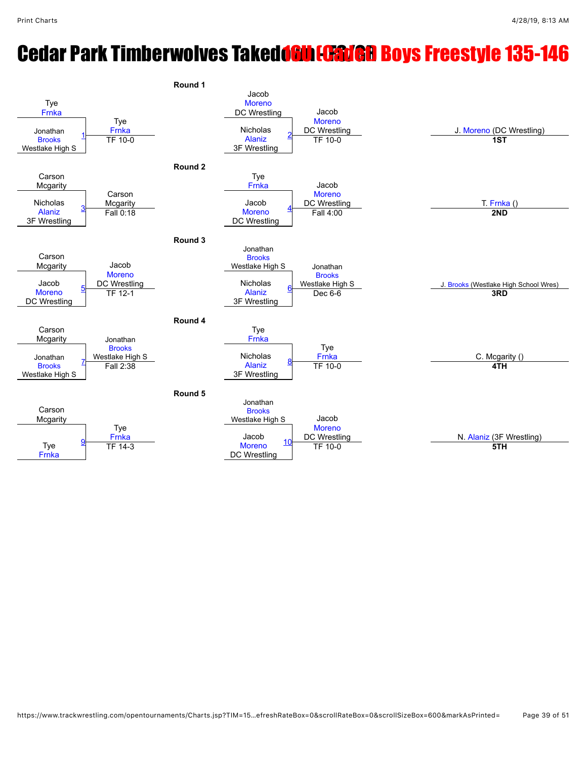# Cedar Park Timberwolves Takedown - 16U (Cadet) Boys Freestyle 135-146

## Round 1

| Match | Wrestler 1 | Wrestler 2 | Winner | Result |
|---|---|---|---|---|
| 1 | Tye Frnka | Jonathan Brooks (Westlake High S) | Tye Frnka | TF 10-0 |
| 2 | Jacob Moreno (DC Wrestling) | Nicholas Alaniz (3F Wrestling) | Jacob Moreno (DC Wrestling) | TF 10-0 |

## Round 2

| Match | Wrestler 1 | Wrestler 2 | Winner | Result |
|---|---|---|---|---|
| 3 | Carson Mcgarity | Nicholas Alaniz (3F Wrestling) | Carson Mcgarity | Fall 0:18 |
| 4 | Tye Frnka | Jacob Moreno (DC Wrestling) | Jacob Moreno (DC Wrestling) | Fall 4:00 |

## Round 3

| Match | Wrestler 1 | Wrestler 2 | Winner | Result |
|---|---|---|---|---|
| 5 | Carson Mcgarity | Jacob Moreno (DC Wrestling) | Jacob Moreno (DC Wrestling) | TF 12-1 |
| 6 | Jonathan Brooks (Westlake High S) | Nicholas Alaniz (3F Wrestling) | Jonathan Brooks (Westlake High S) | Dec 6-6 |

## Round 4

| Match | Wrestler 1 | Wrestler 2 | Winner | Result |
|---|---|---|---|---|
| 7 | Carson Mcgarity | Jonathan Brooks (Westlake High S) | Jonathan Brooks (Westlake High S) | Fall 2:38 |
| 8 | Tye Frnka | Nicholas Alaniz (3F Wrestling) | Tye Frnka | TF 10-0 |

## Round 5

| Match | Wrestler 1 | Wrestler 2 | Winner | Result |
|---|---|---|---|---|
| 9 | Carson Mcgarity | Tye Frnka | Tye Frnka | TF 14-3 |
| 10 | Jonathan Brooks (Westlake High S) | Jacob Moreno (DC Wrestling) | Jacob Moreno (DC Wrestling) | TF 10-0 |

## Placements

| Place | Wrestler |
|---|---|
| 1ST | J. Moreno (DC Wrestling) |
| 2ND | T. Frnka () |
| 3RD | J. Brooks (Westlake High School Wres) |
| 4TH | C. Mcgarity () |
| 5TH | N. Alaniz (3F Wrestling) |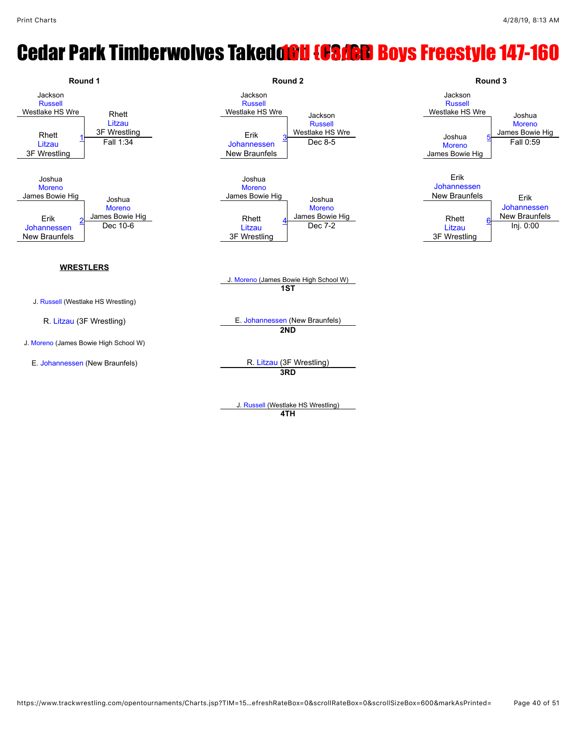# Cedar Park Timberwolves Takedown - 16U (Cadet) Boys Freestyle 147-160

## Round 1

| Match | Wrestler 1 | Wrestler 2 | Winner | Result |
|---|---|---|---|---|
| 1 | Jackson Russell (Westlake HS Wre) | Rhett Litzau (3F Wrestling) | Rhett Litzau (3F Wrestling) | Fall 1:34 |
| 2 | Joshua Moreno (James Bowie Hig) | Erik Johannessen (New Braunfels) | Joshua Moreno (James Bowie Hig) | Dec 10-6 |

## Round 2

| Match | Wrestler 1 | Wrestler 2 | Winner | Result |
|---|---|---|---|---|
| 3 | Jackson Russell (Westlake HS Wre) | Erik Johannessen (New Braunfels) | Jackson Russell (Westlake HS Wre) | Dec 8-5 |
| 4 | Joshua Moreno (James Bowie Hig) | Rhett Litzau (3F Wrestling) | Joshua Moreno (James Bowie Hig) | Dec 7-2 |

## Round 3

| Match | Wrestler 1 | Wrestler 2 | Winner | Result |
|---|---|---|---|---|
| 5 | Jackson Russell (Westlake HS Wre) | Joshua Moreno (James Bowie Hig) | Joshua Moreno (James Bowie Hig) | Fall 0:59 |
| 6 | Erik Johannessen (New Braunfels) | Rhett Litzau (3F Wrestling) | Erik Johannessen (New Braunfels) | Inj. 0:00 |

**WRESTLERS**

- J. Russell (Westlake HS Wrestling)
- R. Litzau (3F Wrestling)
- J. Moreno (James Bowie High School W)
- E. Johannessen (New Braunfels)

**Placements**

- 1ST: J. Moreno (James Bowie High School W)
- 2ND: E. Johannessen (New Braunfels)
- 3RD: R. Litzau (3F Wrestling)
- 4TH: J. Russell (Westlake HS Wrestling)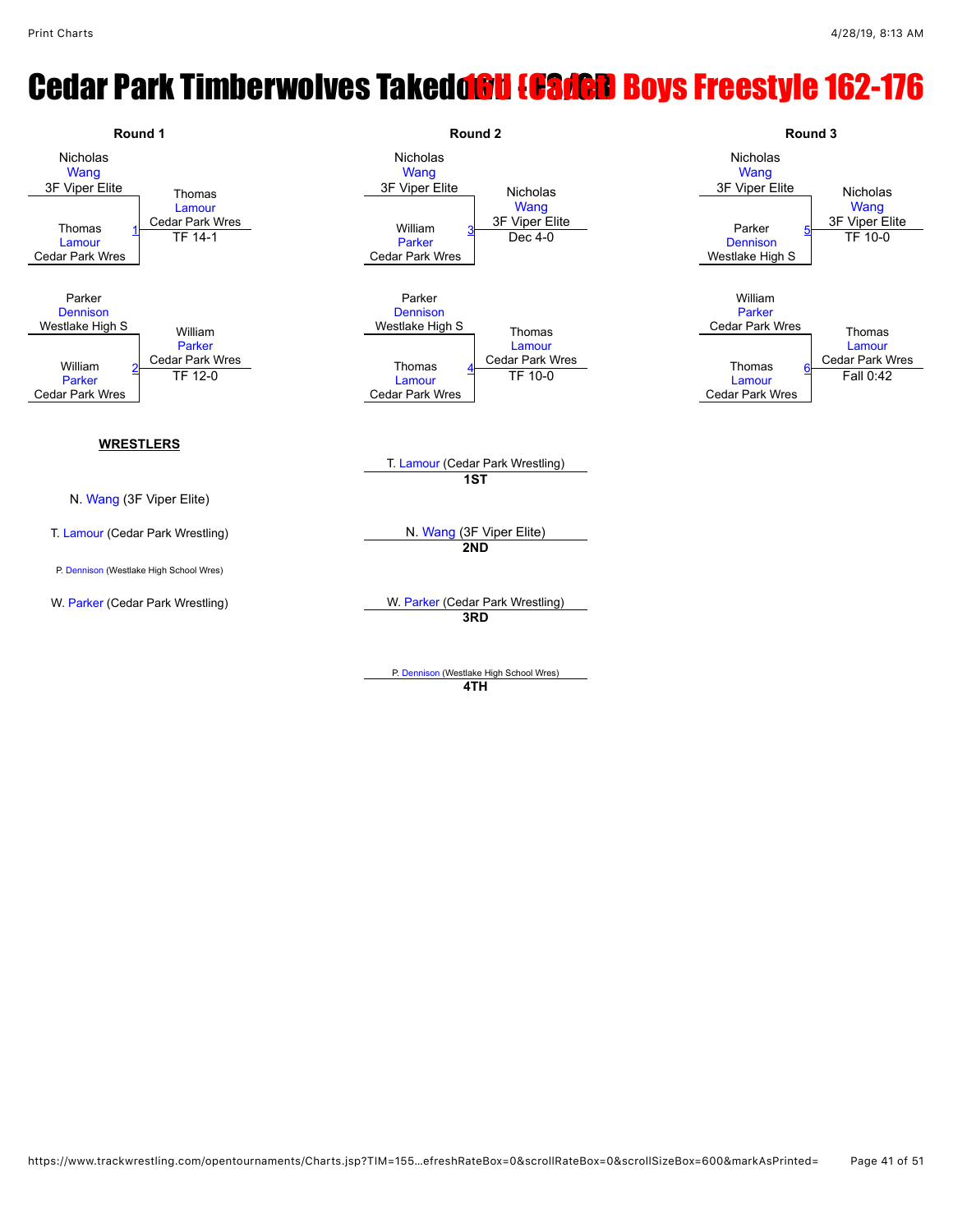# Cedar Park Timberwolves Takedown 16U (Cadet) Boys Freestyle 162-176

## Round 1

**Match 1**
- Nicholas Wang, 3F Viper Elite
- Thomas Lamour, Cedar Park Wres
- Winner: Thomas Lamour, Cedar Park Wres — TF 14-1

**Match 2**
- Parker Dennison, Westlake High S
- William Parker, Cedar Park Wres
- Winner: William Parker, Cedar Park Wres — TF 12-0

## Round 2

**Match 3**
- Nicholas Wang, 3F Viper Elite
- William Parker, Cedar Park Wres
- Winner: Nicholas Wang, 3F Viper Elite — Dec 4-0

**Match 4**
- Parker Dennison, Westlake High S
- Thomas Lamour, Cedar Park Wres
- Winner: Thomas Lamour, Cedar Park Wres — TF 10-0

## Round 3

**Match 5**
- Nicholas Wang, 3F Viper Elite
- Parker Dennison, Westlake High S
- Winner: Nicholas Wang, 3F Viper Elite — TF 10-0

**Match 6**
- William Parker, Cedar Park Wres
- Thomas Lamour, Cedar Park Wres
- Winner: Thomas Lamour, Cedar Park Wres — Fall 0:42

## WRESTLERS

- N. Wang (3F Viper Elite)
- T. Lamour (Cedar Park Wrestling)
- P. Dennison (Westlake High School Wres)
- W. Parker (Cedar Park Wrestling)

## Placements

- **1ST**: T. Lamour (Cedar Park Wrestling)
- **2ND**: N. Wang (3F Viper Elite)
- **3RD**: W. Parker (Cedar Park Wrestling)
- **4TH**: P. Dennison (Westlake High School Wres)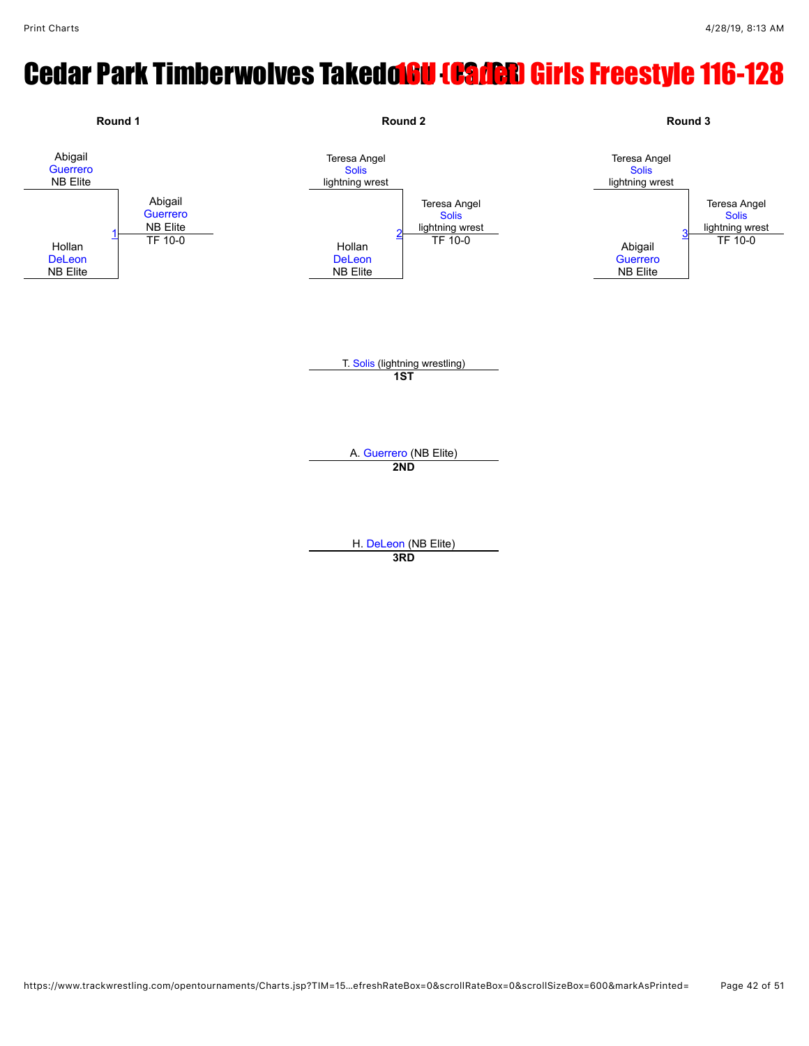# Cedar Park Timberwolves Takedown - 16U (Cadet) Girls Freestyle 116-128

**Round 1**

Abigail Guerrero (NB Elite) vs. Hollan DeLeon (NB Elite) — Match 1

Winner: Abigail Guerrero (NB Elite) — TF 10-0

**Round 2**

Teresa Angel Solis (lightning wrest) vs. Hollan DeLeon (NB Elite) — Match 2

Winner: Teresa Angel Solis (lightning wrest) — TF 10-0

**Round 3**

Teresa Angel Solis (lightning wrest) vs. Abigail Guerrero (NB Elite) — Match 3

Winner: Teresa Angel Solis (lightning wrest) — TF 10-0

**Results**

| Place | Wrestler |
| --- | --- |
| 1ST | T. Solis (lightning wrestling) |
| 2ND | A. Guerrero (NB Elite) |
| 3RD | H. DeLeon (NB Elite) |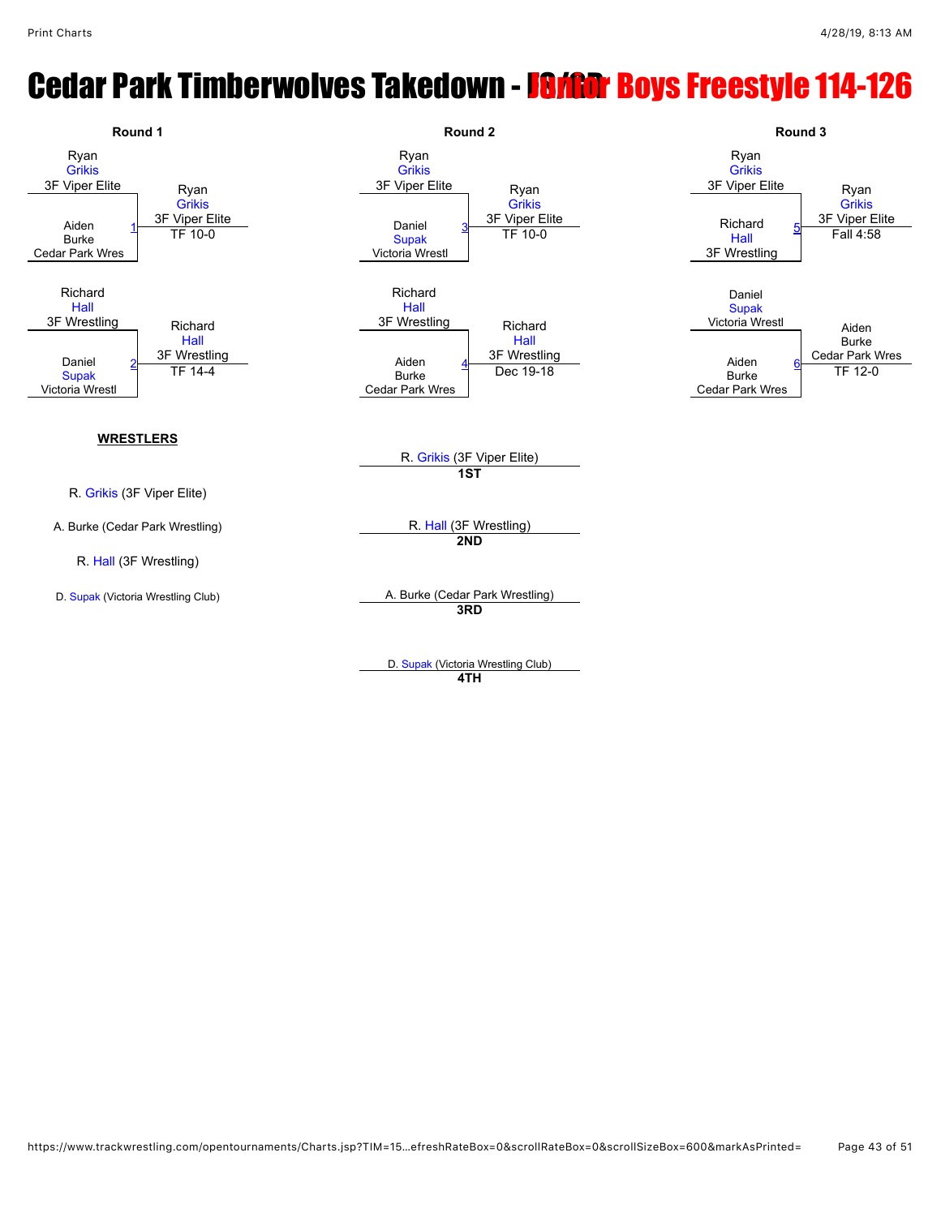# Cedar Park Timberwolves Takedown - Junior Boys Freestyle 114-126

## Round 1

| Match | Wrestler 1 | Wrestler 2 | Winner | Result |
|---|---|---|---|---|
| 1 | Ryan Grikis (3F Viper Elite) | Aiden Burke (Cedar Park Wres) | Ryan Grikis (3F Viper Elite) | TF 10-0 |
| 2 | Richard Hall (3F Wrestling) | Daniel Supak (Victoria Wrestl) | Richard Hall (3F Wrestling) | TF 14-4 |

## Round 2

| Match | Wrestler 1 | Wrestler 2 | Winner | Result |
|---|---|---|---|---|
| 3 | Ryan Grikis (3F Viper Elite) | Daniel Supak (Victoria Wrestl) | Ryan Grikis (3F Viper Elite) | TF 10-0 |
| 4 | Richard Hall (3F Wrestling) | Aiden Burke (Cedar Park Wres) | Richard Hall (3F Wrestling) | Dec 19-18 |

## Round 3

| Match | Wrestler 1 | Wrestler 2 | Winner | Result |
|---|---|---|---|---|
| 5 | Ryan Grikis (3F Viper Elite) | Richard Hall (3F Wrestling) | Ryan Grikis (3F Viper Elite) | Fall 4:58 |
| 6 | Daniel Supak (Victoria Wrestl) | Aiden Burke (Cedar Park Wres) | Aiden Burke (Cedar Park Wres) | TF 12-0 |

**WRESTLERS**

- R. Grikis (3F Viper Elite)
- A. Burke (Cedar Park Wrestling)
- R. Hall (3F Wrestling)
- D. Supak (Victoria Wrestling Club)

**Placements**

- **1ST**: R. Grikis (3F Viper Elite)
- **2ND**: R. Hall (3F Wrestling)
- **3RD**: A. Burke (Cedar Park Wrestling)
- **4TH**: D. Supak (Victoria Wrestling Club)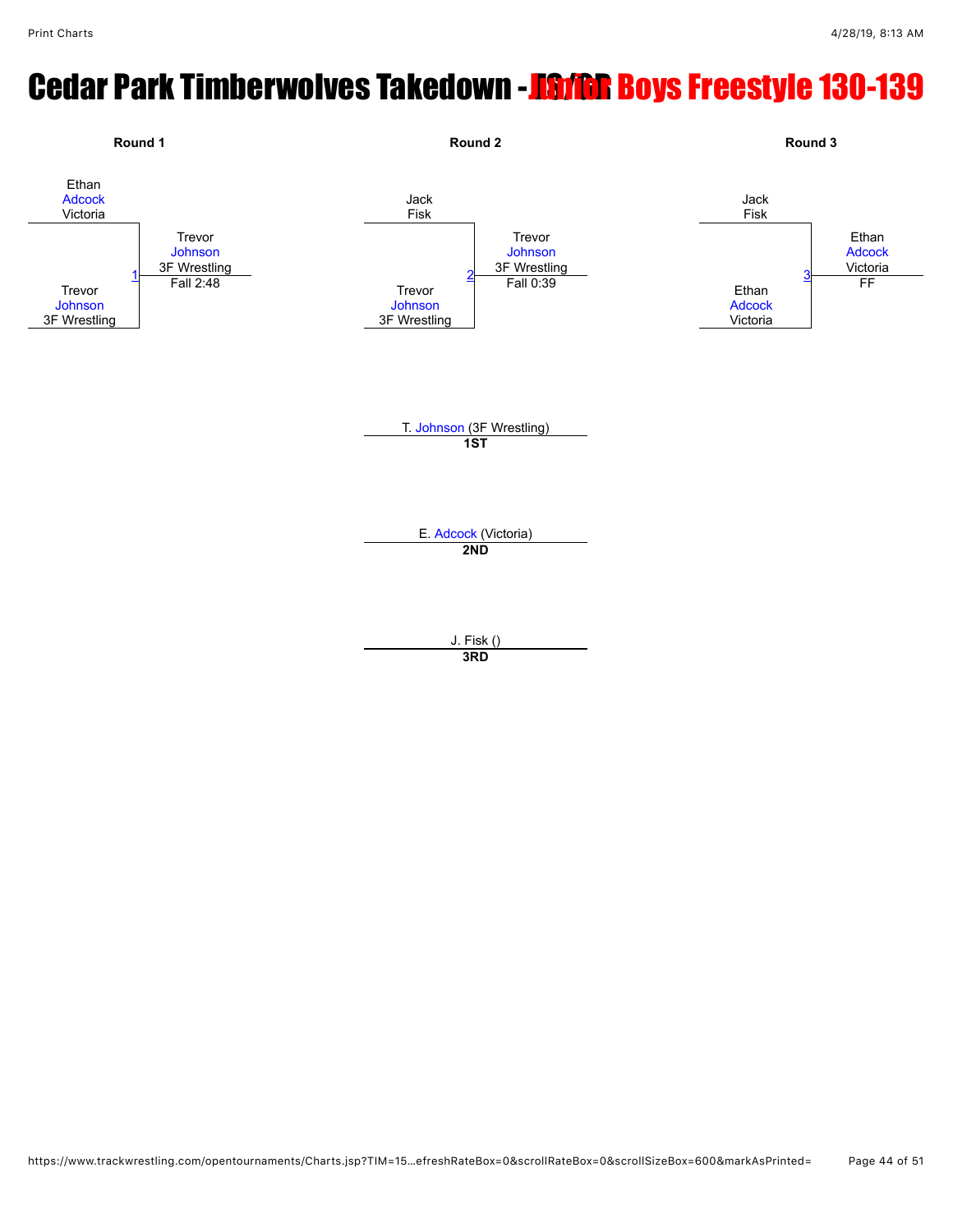# Cedar Park Timberwolves Takedown - Junior Boys Freestyle 130-139

## Round 1

Ethan Adcock
Victoria

Trevor Johnson
3F Wrestling

Match 1 — Winner: Trevor Johnson (3F Wrestling), Fall 2:48

## Round 2

Jack Fisk

Trevor Johnson
3F Wrestling

Match 2 — Winner: Trevor Johnson (3F Wrestling), Fall 0:39

## Round 3

Jack Fisk

Ethan Adcock
Victoria

Match 3 — Winner: Ethan Adcock (Victoria), FF

---

T. Johnson (3F Wrestling)
**1ST**

E. Adcock (Victoria)
**2ND**

J. Fisk ()
**3RD**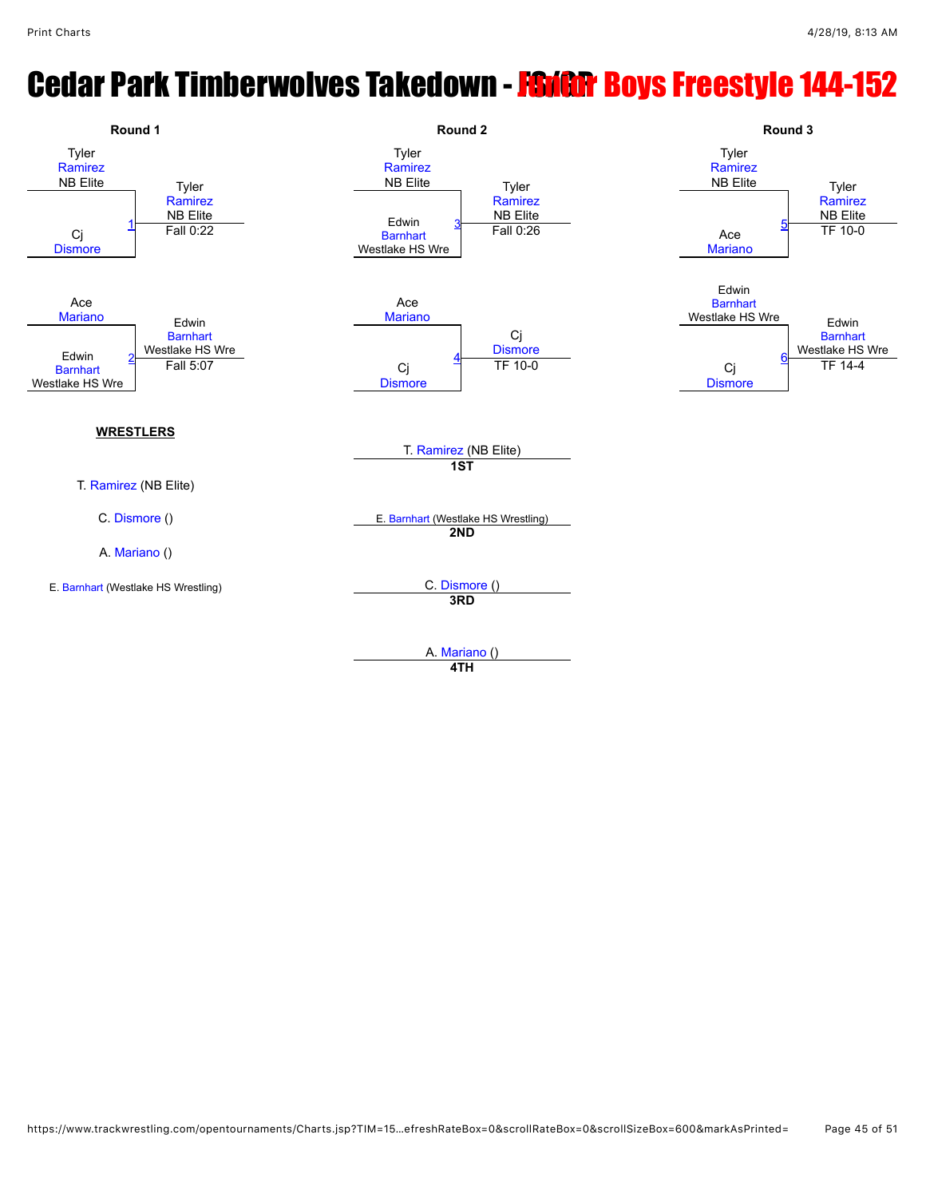# Cedar Park Timberwolves Takedown - JH/OR Junior Boys Freestyle 144-152

## Round 1

| Match | Wrestler 1 | Wrestler 2 | Winner | Result |
|---|---|---|---|---|
| 1 | Tyler Ramirez (NB Elite) | Cj Dismore | Tyler Ramirez (NB Elite) | Fall 0:22 |
| 2 | Ace Mariano | Edwin Barnhart (Westlake HS Wre) | Edwin Barnhart (Westlake HS Wre) | Fall 5:07 |

## Round 2

| Match | Wrestler 1 | Wrestler 2 | Winner | Result |
|---|---|---|---|---|
| 3 | Tyler Ramirez (NB Elite) | Edwin Barnhart (Westlake HS Wre) | Tyler Ramirez (NB Elite) | Fall 0:26 |
| 4 | Ace Mariano | Cj Dismore | Cj Dismore | TF 10-0 |

## Round 3

| Match | Wrestler 1 | Wrestler 2 | Winner | Result |
|---|---|---|---|---|
| 5 | Tyler Ramirez (NB Elite) | Ace Mariano | Tyler Ramirez (NB Elite) | TF 10-0 |
| 6 | Edwin Barnhart (Westlake HS Wre) | Cj Dismore | Edwin Barnhart (Westlake HS Wre) | TF 14-4 |

## WRESTLERS

- T. Ramirez (NB Elite)
- C. Dismore ()
- A. Mariano ()
- E. Barnhart (Westlake HS Wrestling)

## Placements

- **1ST**: T. Ramirez (NB Elite)
- **2ND**: E. Barnhart (Westlake HS Wrestling)
- **3RD**: C. Dismore ()
- **4TH**: A. Mariano ()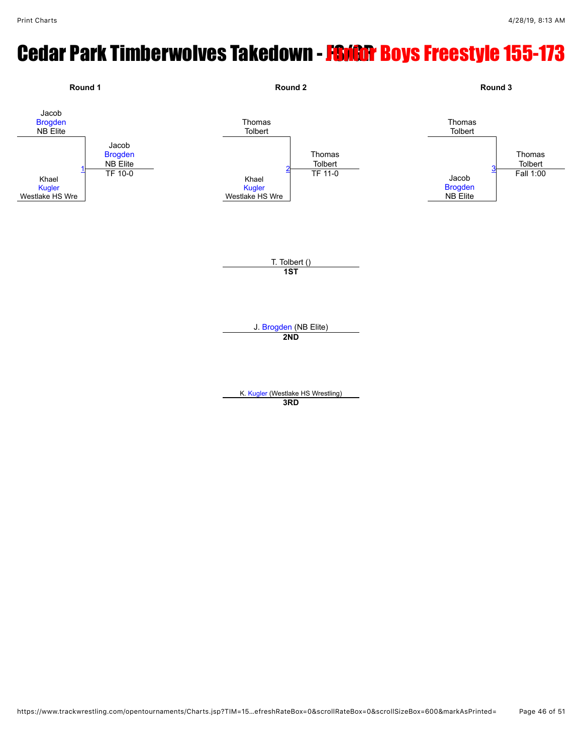# Cedar Park Timberwolves Takedown - Junior Boys Freestyle 155-173

**Round 1**

Jacob Brogden, NB Elite
vs.
Khael Kugler, Westlake HS Wre

Match 1: Jacob Brogden, NB Elite — TF 10-0

**Round 2**

Thomas Tolbert
vs.
Khael Kugler, Westlake HS Wre

Match 2: Thomas Tolbert — TF 11-0

**Round 3**

Thomas Tolbert
vs.
Jacob Brogden, NB Elite

Match 3: Thomas Tolbert — Fall 1:00

T. Tolbert ()
**1ST**

J. Brogden (NB Elite)
**2ND**

K. Kugler (Westlake HS Wrestling)
**3RD**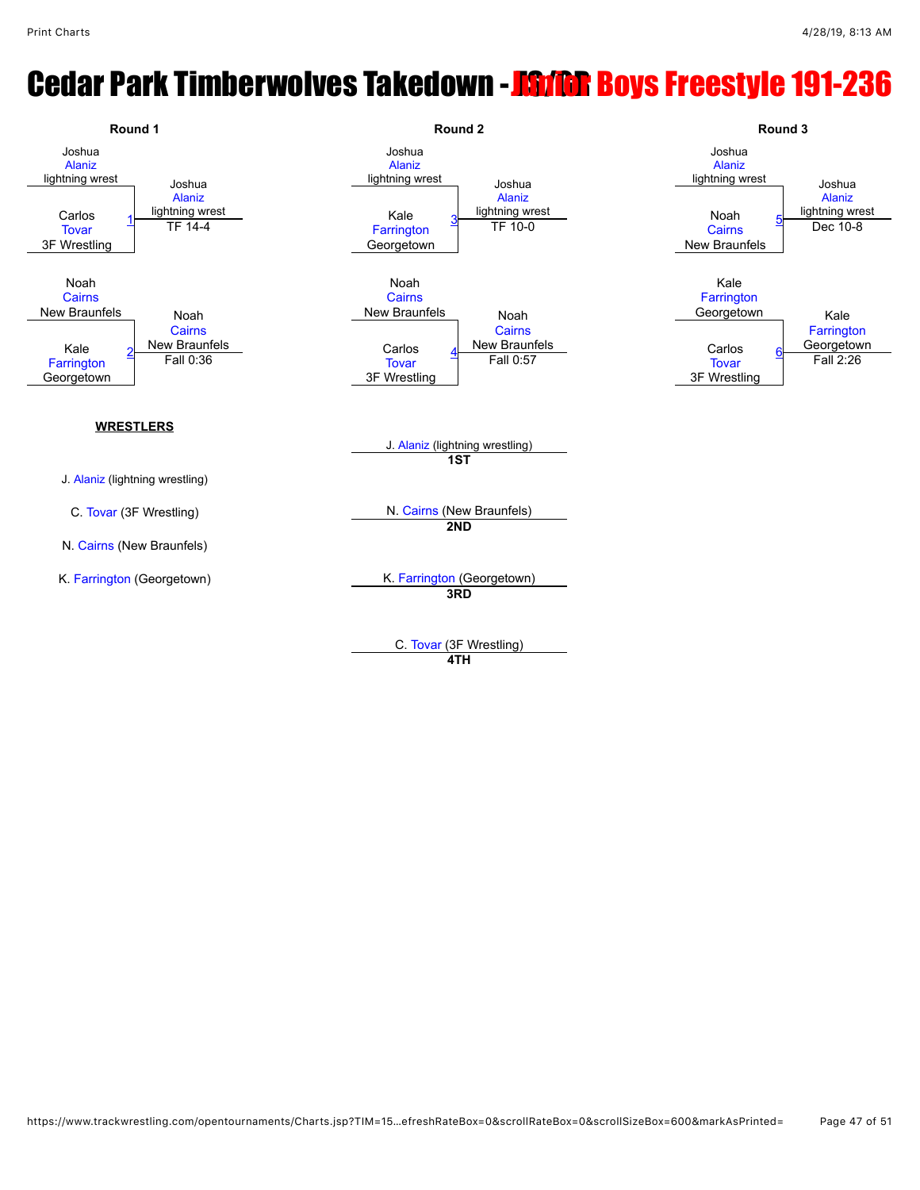# Cedar Park Timberwolves Takedown - Junior Boys Freestyle 191-236

## Round 1

**Match 1:** Joshua Alaniz (lightning wrest) vs. Carlos Tovar (3F Wrestling) — Winner: Joshua Alaniz (lightning wrest), TF 14-4

**Match 2:** Noah Cairns (New Braunfels) vs. Kale Farrington (Georgetown) — Winner: Noah Cairns (New Braunfels), Fall 0:36

## Round 2

**Match 3:** Joshua Alaniz (lightning wrest) vs. Kale Farrington (Georgetown) — Winner: Joshua Alaniz (lightning wrest), TF 10-0

**Match 4:** Noah Cairns (New Braunfels) vs. Carlos Tovar (3F Wrestling) — Winner: Noah Cairns (New Braunfels), Fall 0:57

## Round 3

**Match 5:** Joshua Alaniz (lightning wrest) vs. Noah Cairns (New Braunfels) — Winner: Joshua Alaniz (lightning wrest), Dec 10-8

**Match 6:** Kale Farrington (Georgetown) vs. Carlos Tovar (3F Wrestling) — Winner: Kale Farrington (Georgetown), Fall 2:26

## WRESTLERS

J. Alaniz (lightning wrestling)

C. Tovar (3F Wrestling)

N. Cairns (New Braunfels)

K. Farrington (Georgetown)

## Placements

**1ST:** J. Alaniz (lightning wrestling)

**2ND:** N. Cairns (New Braunfels)

**3RD:** K. Farrington (Georgetown)

**4TH:** C. Tovar (3F Wrestling)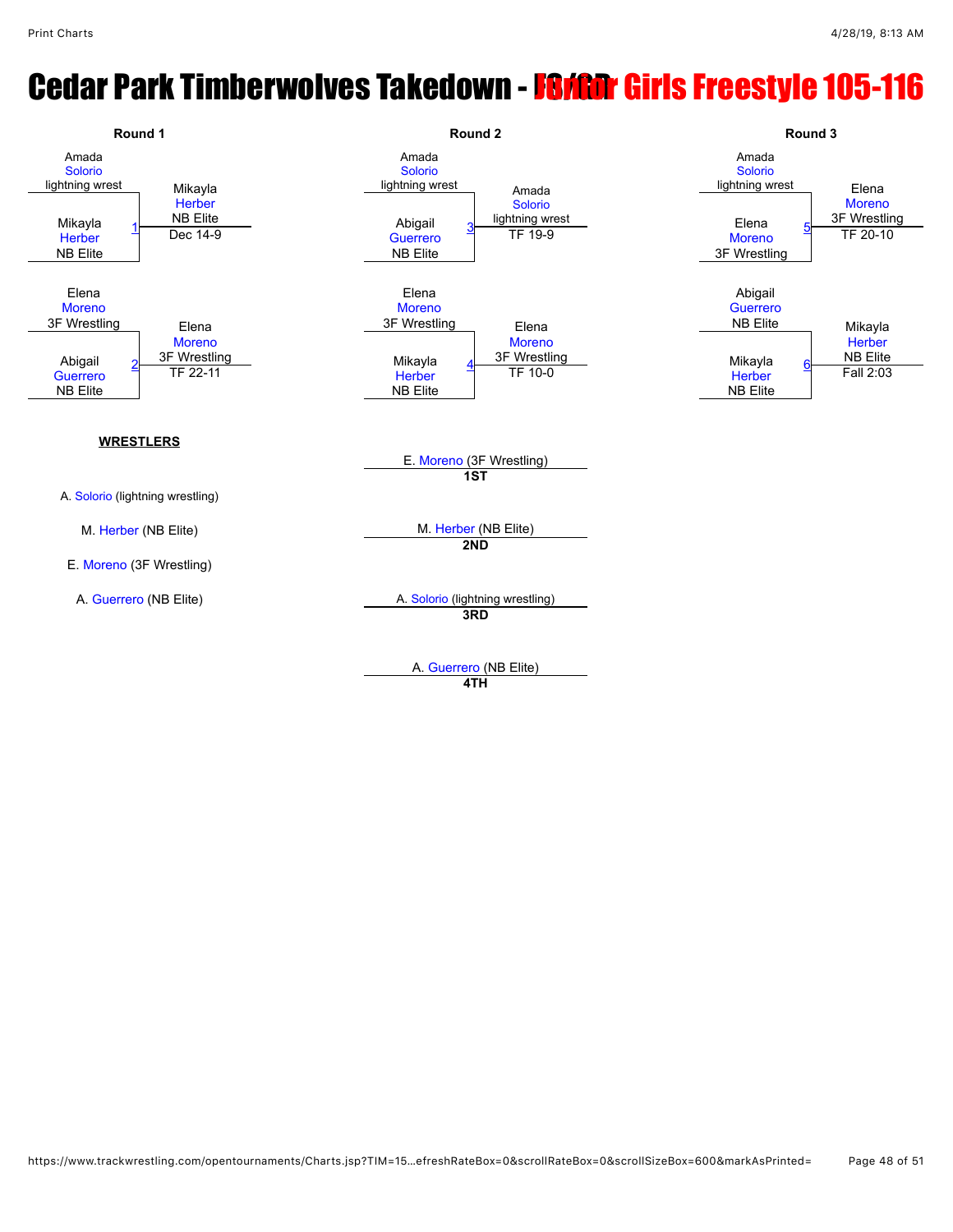# Cedar Park Timberwolves Takedown - Junior Girls Freestyle 105-116

## Round 1

**Match 1:** Amada Solorio (lightning wrest) vs. Mikayla Herber (NB Elite)
Winner: Mikayla Herber (NB Elite) — Dec 14-9

**Match 2:** Elena Moreno (3F Wrestling) vs. Abigail Guerrero (NB Elite)
Winner: Elena Moreno (3F Wrestling) — TF 22-11

## Round 2

**Match 3:** Amada Solorio (lightning wrest) vs. Abigail Guerrero (NB Elite)
Winner: Amada Solorio (lightning wrest) — TF 19-9

**Match 4:** Elena Moreno (3F Wrestling) vs. Mikayla Herber (NB Elite)
Winner: Elena Moreno (3F Wrestling) — TF 10-0

## Round 3

**Match 5:** Amada Solorio (lightning wrest) vs. Elena Moreno (3F Wrestling)
Winner: Elena Moreno (3F Wrestling) — TF 20-10

**Match 6:** Abigail Guerrero (NB Elite) vs. Mikayla Herber (NB Elite)
Winner: Mikayla Herber (NB Elite) — Fall 2:03

## WRESTLERS

A. Solorio (lightning wrestling)

M. Herber (NB Elite)

E. Moreno (3F Wrestling)

A. Guerrero (NB Elite)

## Placements

| Place | Wrestler |
| --- | --- |
| 1ST | E. Moreno (3F Wrestling) |
| 2ND | M. Herber (NB Elite) |
| 3RD | A. Solorio (lightning wrestling) |
| 4TH | A. Guerrero (NB Elite) |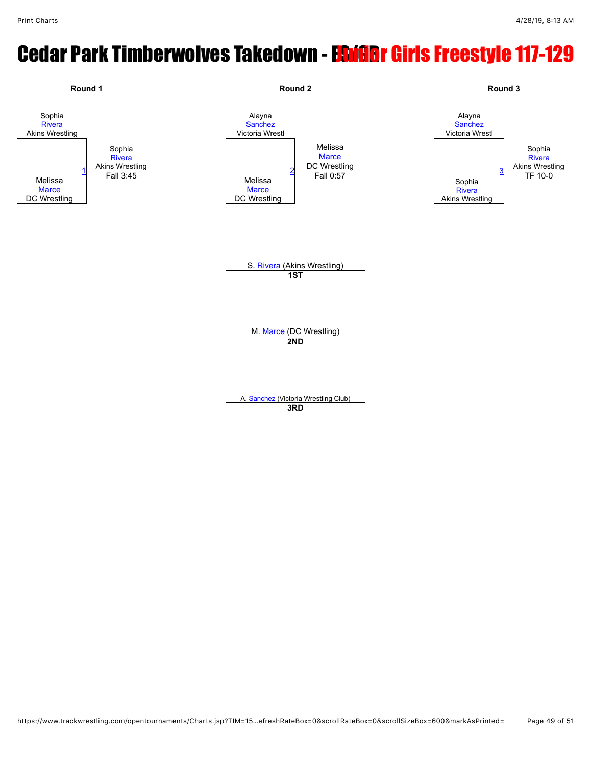# Cedar Park Timberwolves Takedown - Junior Girls Freestyle 117-129

## Round 1

Sophia Rivera, Akins Wrestling
vs.
Melissa Marce, DC Wrestling

Match 1: **Sophia Rivera**, Akins Wrestling — Fall 3:45

## Round 2

Alayna Sanchez, Victoria Wrestl
vs.
Melissa Marce, DC Wrestling

Match 2: **Melissa Marce**, DC Wrestling — Fall 0:57

## Round 3

Alayna Sanchez, Victoria Wrestl
vs.
Sophia Rivera, Akins Wrestling

Match 3: **Sophia Rivera**, Akins Wrestling — TF 10-0

## Placings

**1ST**: S. Rivera (Akins Wrestling)

**2ND**: M. Marce (DC Wrestling)

**3RD**: A. Sanchez (Victoria Wrestling Club)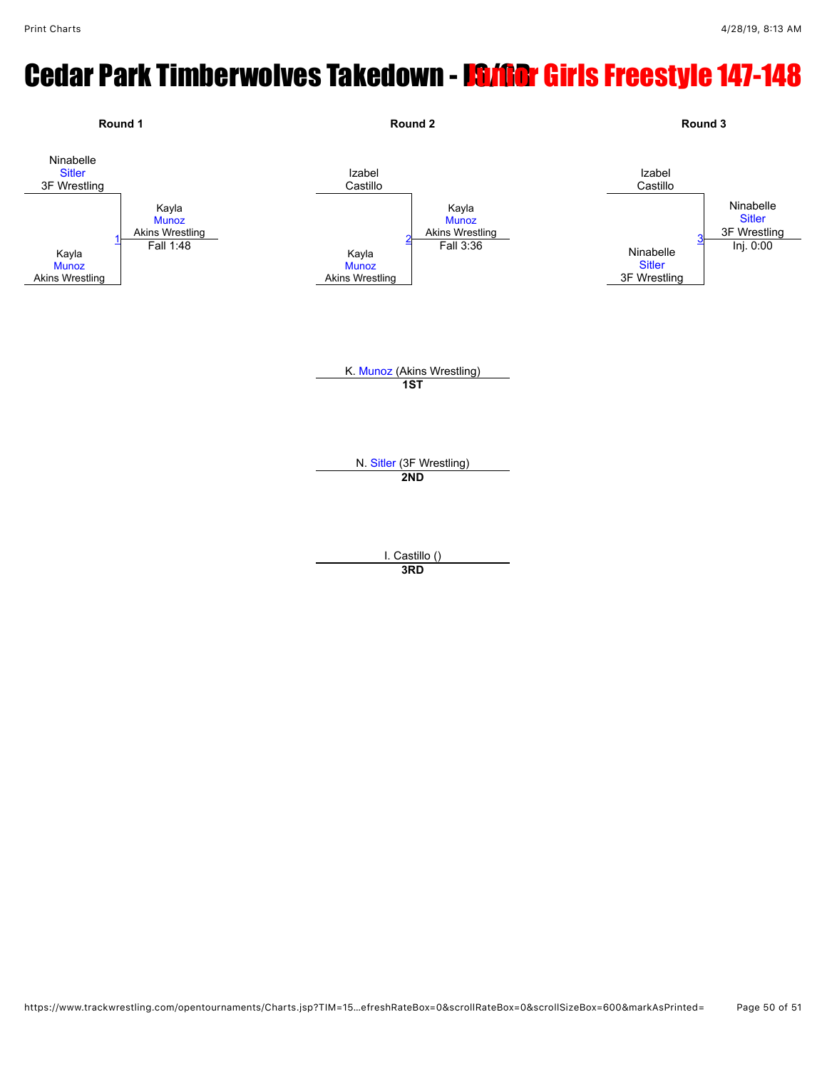# Cedar Park Timberwolves Takedown - Junior Girls Freestyle 147-148

### Round 1

Ninabelle Sitler, 3F Wrestling
vs.
Kayla Munoz, Akins Wrestling

Match 1: Kayla Munoz (Akins Wrestling) — Fall 1:48

### Round 2

Izabel Castillo
vs.
Kayla Munoz, Akins Wrestling

Match 2: Kayla Munoz (Akins Wrestling) — Fall 3:36

### Round 3

Izabel Castillo
vs.
Ninabelle Sitler, 3F Wrestling

Match 3: Ninabelle Sitler (3F Wrestling) — Inj. 0:00

### Placement

K. Munoz (Akins Wrestling)
**1ST**

N. Sitler (3F Wrestling)
**2ND**

I. Castillo ()
**3RD**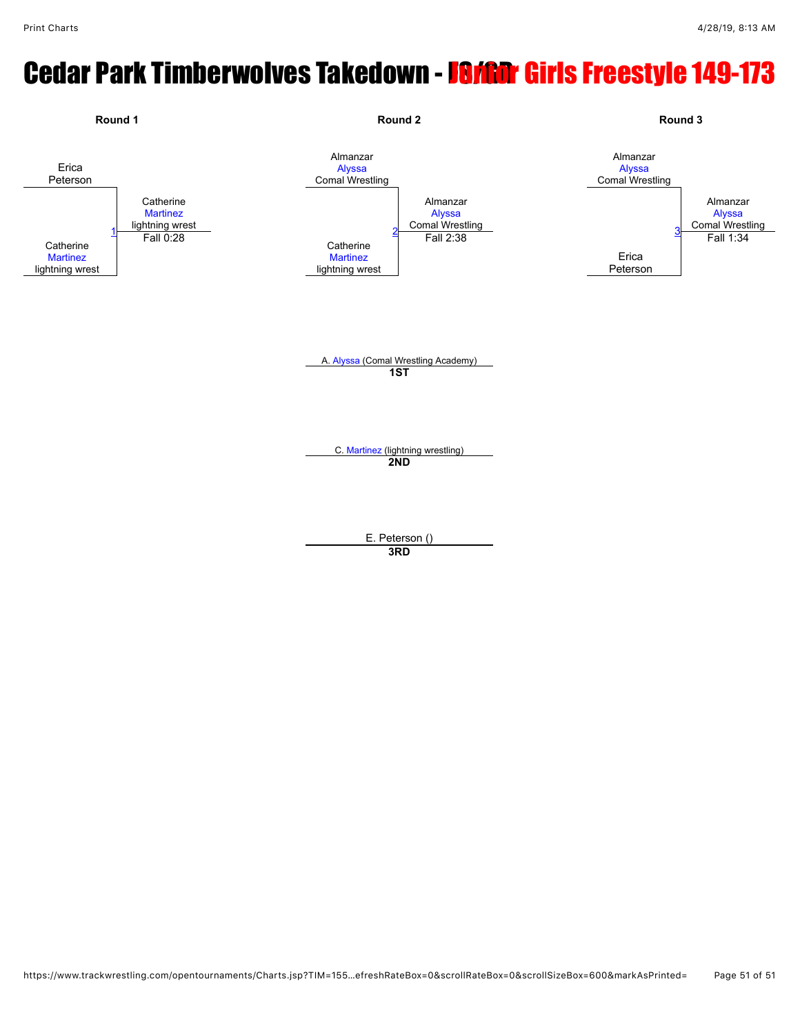# Cedar Park Timberwolves Takedown - Junior Girls Freestyle 149-173

**Round 1**

Erica Peterson

Catherine Martinez lightning wrest

1

Catherine Martinez lightning wrest
Fall 0:28

**Round 2**

Almanzar Alyssa Comal Wrestling

Catherine Martinez lightning wrest

2

Almanzar Alyssa Comal Wrestling
Fall 2:38

**Round 3**

Almanzar Alyssa Comal Wrestling

Erica Peterson

3

Almanzar Alyssa Comal Wrestling
Fall 1:34

A. Alyssa (Comal Wrestling Academy)
**1ST**

C. Martinez (lightning wrestling)
**2ND**

E. Peterson ()
**3RD**